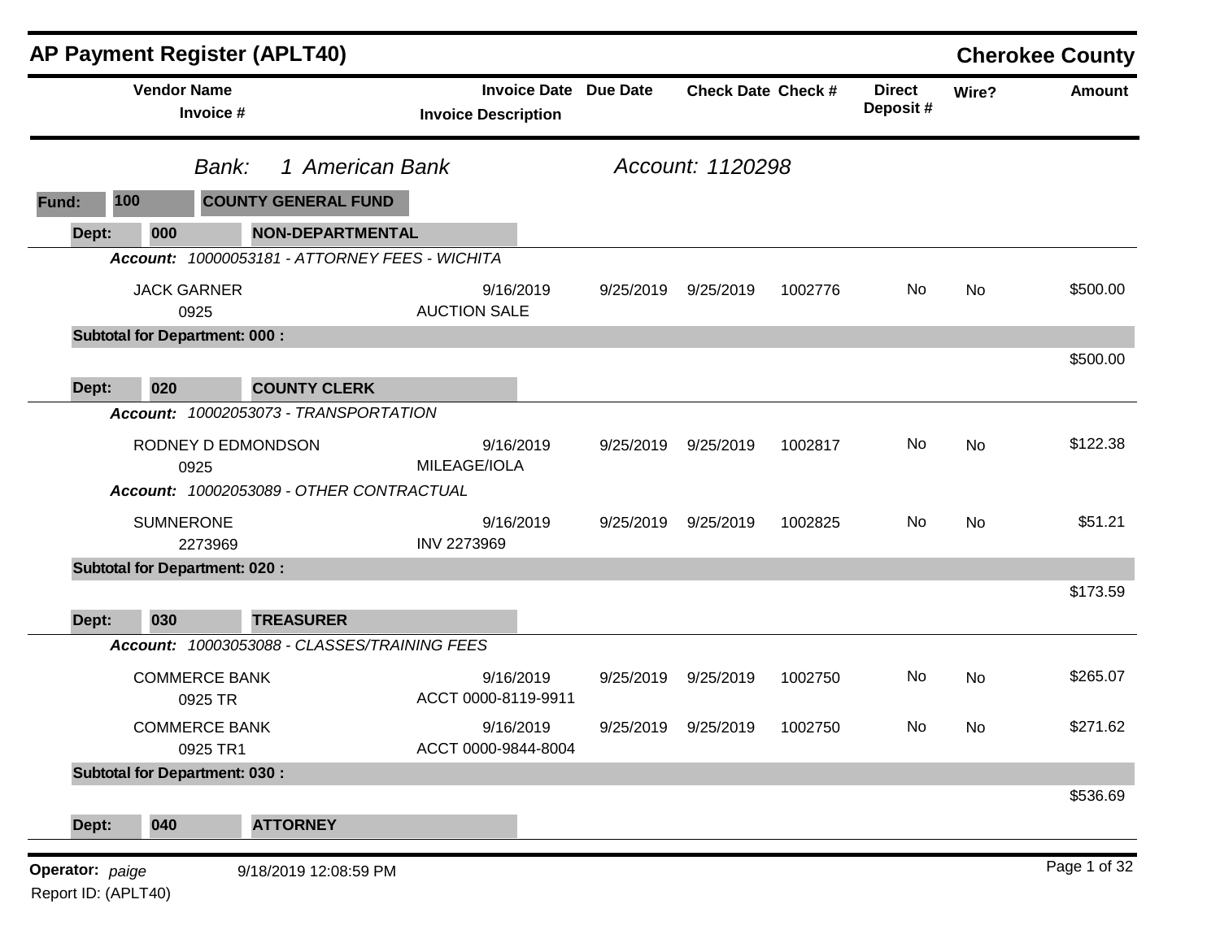# AP Payment Register (APLT40)

## Cherokee County

*Bank:* *1 American Bank* *Account: 1120298*

**Fund: 100 COUNTY GENERAL FUND**

| Vendor Name / Invoice # | Invoice Date / Invoice Description | Due Date | Check Date | Check # | Direct Deposit # | Wire? | Amount |
|---|---|---|---|---|---|---|---|
| **Dept: 000 NON-DEPARTMENTAL** | | | | | | | |
| ***Account: 10000053181 - ATTORNEY FEES - WICHITA*** | | | | | | | |
| JACK GARNER<br>0925 | 9/16/2019<br>AUCTION SALE | 9/25/2019 | 9/25/2019 | 1002776 | No | No | $500.00 |
| **Subtotal for Department: 000 :** | | | | | | | $500.00 |
| **Dept: 020 COUNTY CLERK** | | | | | | | |
| ***Account: 10002053073 - TRANSPORTATION*** | | | | | | | |
| RODNEY D EDMONDSON<br>0925 | 9/16/2019<br>MILEAGE/IOLA | 9/25/2019 | 9/25/2019 | 1002817 | No | No | $122.38 |
| ***Account: 10002053089 - OTHER CONTRACTUAL*** | | | | | | | |
| SUMNERONE<br>2273969 | 9/16/2019<br>INV 2273969 | 9/25/2019 | 9/25/2019 | 1002825 | No | No | $51.21 |
| **Subtotal for Department: 020 :** | | | | | | | $173.59 |
| **Dept: 030 TREASURER** | | | | | | | |
| ***Account: 10003053088 - CLASSES/TRAINING FEES*** | | | | | | | |
| COMMERCE BANK<br>0925 TR | 9/16/2019<br>ACCT 0000-8119-9911 | 9/25/2019 | 9/25/2019 | 1002750 | No | No | $265.07 |
| COMMERCE BANK<br>0925 TR1 | 9/16/2019<br>ACCT 0000-9844-8004 | 9/25/2019 | 9/25/2019 | 1002750 | No | No | $271.62 |
| **Subtotal for Department: 030 :** | | | | | | | $536.69 |
| **Dept: 040 ATTORNEY** | | | | | | | |

**Operator:** *paige* 9/18/2019 12:08:59 PM

Report ID: (APLT40)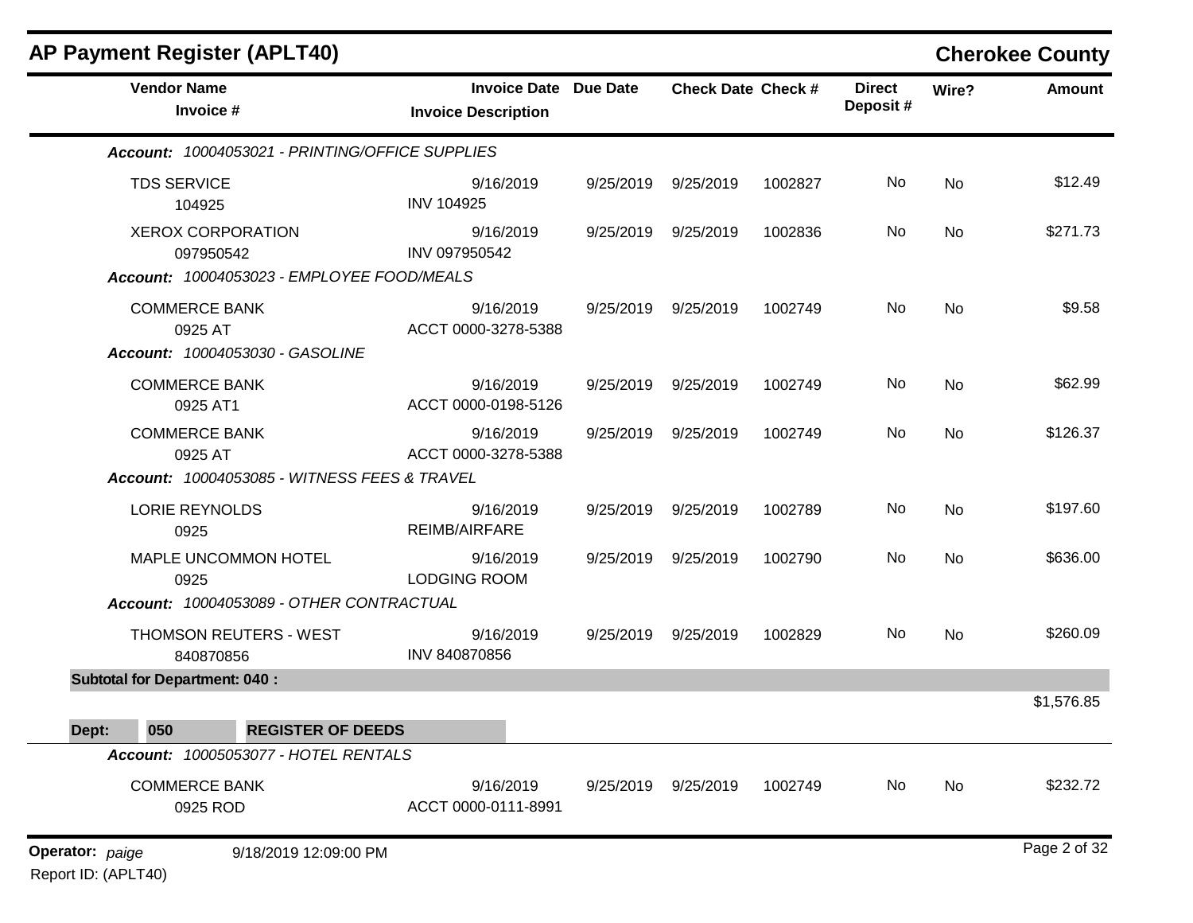# AP Payment Register (APLT40)

**Cherokee County**

| Vendor Name / Invoice # | Invoice Date / Invoice Description | Due Date | Check Date | Check # | Direct Deposit # | Wire? | Amount |
|---|---|---|---|---|---|---|---|
| ***Account:* 10004053021 - PRINTING/OFFICE SUPPLIES** | | | | | | | |
| TDS SERVICE<br>104925 | 9/16/2019<br>INV 104925 | 9/25/2019 | 9/25/2019 | 1002827 | No | No | $12.49 |
| XEROX CORPORATION<br>097950542 | 9/16/2019<br>INV 097950542 | 9/25/2019 | 9/25/2019 | 1002836 | No | No | $271.73 |
| ***Account:* 10004053023 - EMPLOYEE FOOD/MEALS** | | | | | | | |
| COMMERCE BANK<br>0925 AT | 9/16/2019<br>ACCT 0000-3278-5388 | 9/25/2019 | 9/25/2019 | 1002749 | No | No | $9.58 |
| ***Account:* 10004053030 - GASOLINE** | | | | | | | |
| COMMERCE BANK<br>0925 AT1 | 9/16/2019<br>ACCT 0000-0198-5126 | 9/25/2019 | 9/25/2019 | 1002749 | No | No | $62.99 |
| COMMERCE BANK<br>0925 AT | 9/16/2019<br>ACCT 0000-3278-5388 | 9/25/2019 | 9/25/2019 | 1002749 | No | No | $126.37 |
| ***Account:* 10004053085 - WITNESS FEES & TRAVEL** | | | | | | | |
| LORIE REYNOLDS<br>0925 | 9/16/2019<br>REIMB/AIRFARE | 9/25/2019 | 9/25/2019 | 1002789 | No | No | $197.60 |
| MAPLE UNCOMMON HOTEL<br>0925 | 9/16/2019<br>LODGING ROOM | 9/25/2019 | 9/25/2019 | 1002790 | No | No | $636.00 |
| ***Account:* 10004053089 - OTHER CONTRACTUAL** | | | | | | | |
| THOMSON REUTERS - WEST<br>840870856 | 9/16/2019<br>INV 840870856 | 9/25/2019 | 9/25/2019 | 1002829 | No | No | $260.09 |
| **Subtotal for Department: 040 :** | | | | | | | $1,576.85 |
| **Dept: 050 REGISTER OF DEEDS** | | | | | | | |
| ***Account:* 10005053077 - HOTEL RENTALS** | | | | | | | |
| COMMERCE BANK<br>0925 ROD | 9/16/2019<br>ACCT 0000-0111-8991 | 9/25/2019 | 9/25/2019 | 1002749 | No | No | $232.72 |

**Operator:** *paige* 9/18/2019 12:09:00 PM

Report ID: (APLT40)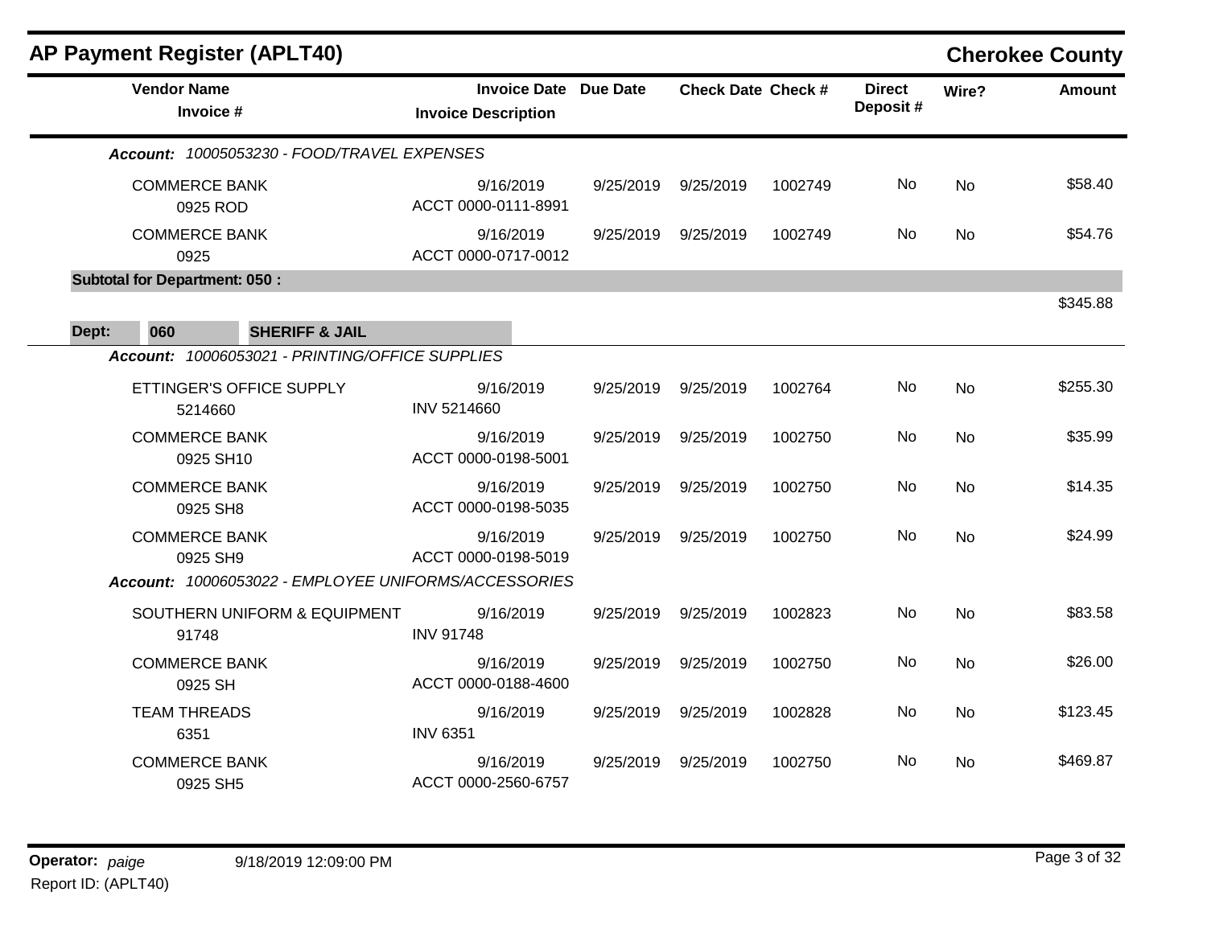# AP Payment Register (APLT40)

**Cherokee County**

| Vendor Name / Invoice # | Invoice Date / Invoice Description | Due Date | Check Date | Check # | Direct Deposit # | Wire? | Amount |
|---|---|---|---|---|---|---|---|
| ***Account: 10005053230 - FOOD/TRAVEL EXPENSES*** | | | | | | | |
| COMMERCE BANK<br>0925 ROD | 9/16/2019<br>ACCT 0000-0111-8991 | 9/25/2019 | 9/25/2019 | 1002749 | No | No | $58.40 |
| COMMERCE BANK<br>0925 | 9/16/2019<br>ACCT 0000-0717-0012 | 9/25/2019 | 9/25/2019 | 1002749 | No | No | $54.76 |
| **Subtotal for Department: 050 :** | | | | | | | $345.88 |
| **Dept: 060 SHERIFF & JAIL** | | | | | | | |
| ***Account: 10006053021 - PRINTING/OFFICE SUPPLIES*** | | | | | | | |
| ETTINGER'S OFFICE SUPPLY<br>5214660 | 9/16/2019<br>INV 5214660 | 9/25/2019 | 9/25/2019 | 1002764 | No | No | $255.30 |
| COMMERCE BANK<br>0925 SH10 | 9/16/2019<br>ACCT 0000-0198-5001 | 9/25/2019 | 9/25/2019 | 1002750 | No | No | $35.99 |
| COMMERCE BANK<br>0925 SH8 | 9/16/2019<br>ACCT 0000-0198-5035 | 9/25/2019 | 9/25/2019 | 1002750 | No | No | $14.35 |
| COMMERCE BANK<br>0925 SH9 | 9/16/2019<br>ACCT 0000-0198-5019 | 9/25/2019 | 9/25/2019 | 1002750 | No | No | $24.99 |
| ***Account: 10006053022 - EMPLOYEE UNIFORMS/ACCESSORIES*** | | | | | | | |
| SOUTHERN UNIFORM & EQUIPMENT<br>91748 | 9/16/2019<br>INV 91748 | 9/25/2019 | 9/25/2019 | 1002823 | No | No | $83.58 |
| COMMERCE BANK<br>0925 SH | 9/16/2019<br>ACCT 0000-0188-4600 | 9/25/2019 | 9/25/2019 | 1002750 | No | No | $26.00 |
| TEAM THREADS<br>6351 | 9/16/2019<br>INV 6351 | 9/25/2019 | 9/25/2019 | 1002828 | No | No | $123.45 |
| COMMERCE BANK<br>0925 SH5 | 9/16/2019<br>ACCT 0000-2560-6757 | 9/25/2019 | 9/25/2019 | 1002750 | No | No | $469.87 |

**Operator:** *paige* 9/18/2019 12:09:00 PM

Report ID: (APLT40)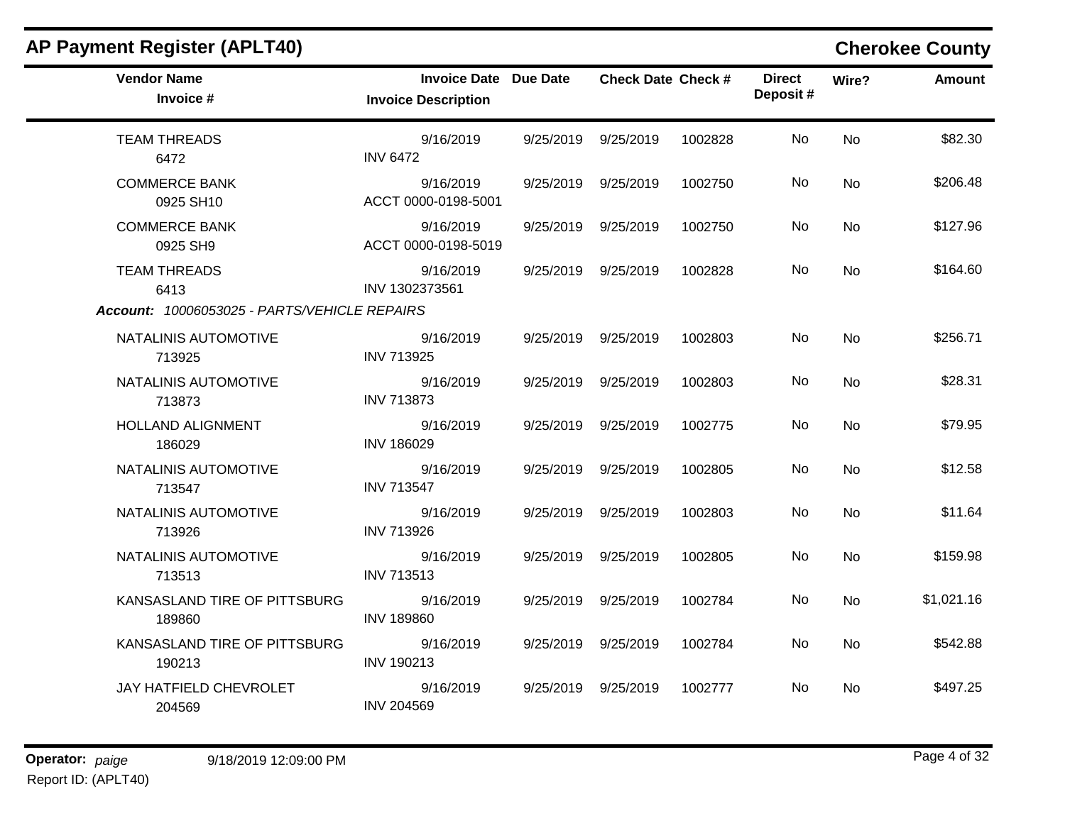## AP Payment Register (APLT40)

**Cherokee County**

| Vendor Name / Invoice # | Invoice Date / Invoice Description | Due Date | Check Date | Check # | Direct Deposit # | Wire? | Amount |
|---|---|---|---|---|---|---|---|
| TEAM THREADS<br>6472 | 9/16/2019<br>INV 6472 | 9/25/2019 | 9/25/2019 | 1002828 | No | No | $82.30 |
| COMMERCE BANK<br>0925 SH10 | 9/16/2019<br>ACCT 0000-0198-5001 | 9/25/2019 | 9/25/2019 | 1002750 | No | No | $206.48 |
| COMMERCE BANK<br>0925 SH9 | 9/16/2019<br>ACCT 0000-0198-5019 | 9/25/2019 | 9/25/2019 | 1002750 | No | No | $127.96 |
| TEAM THREADS<br>6413 | 9/16/2019<br>INV 1302373561 | 9/25/2019 | 9/25/2019 | 1002828 | No | No | $164.60 |
| ***Account:* 10006053025 - PARTS/VEHICLE REPAIRS** | | | | | | | |
| NATALINIS AUTOMOTIVE<br>713925 | 9/16/2019<br>INV 713925 | 9/25/2019 | 9/25/2019 | 1002803 | No | No | $256.71 |
| NATALINIS AUTOMOTIVE<br>713873 | 9/16/2019<br>INV 713873 | 9/25/2019 | 9/25/2019 | 1002803 | No | No | $28.31 |
| HOLLAND ALIGNMENT<br>186029 | 9/16/2019<br>INV 186029 | 9/25/2019 | 9/25/2019 | 1002775 | No | No | $79.95 |
| NATALINIS AUTOMOTIVE<br>713547 | 9/16/2019<br>INV 713547 | 9/25/2019 | 9/25/2019 | 1002805 | No | No | $12.58 |
| NATALINIS AUTOMOTIVE<br>713926 | 9/16/2019<br>INV 713926 | 9/25/2019 | 9/25/2019 | 1002803 | No | No | $11.64 |
| NATALINIS AUTOMOTIVE<br>713513 | 9/16/2019<br>INV 713513 | 9/25/2019 | 9/25/2019 | 1002805 | No | No | $159.98 |
| KANSASLAND TIRE OF PITTSBURG<br>189860 | 9/16/2019<br>INV 189860 | 9/25/2019 | 9/25/2019 | 1002784 | No | No | $1,021.16 |
| KANSASLAND TIRE OF PITTSBURG<br>190213 | 9/16/2019<br>INV 190213 | 9/25/2019 | 9/25/2019 | 1002784 | No | No | $542.88 |
| JAY HATFIELD CHEVROLET<br>204569 | 9/16/2019<br>INV 204569 | 9/25/2019 | 9/25/2019 | 1002777 | No | No | $497.25 |

**Operator:** *paige* 9/18/2019 12:09:00 PM
Report ID: (APLT40)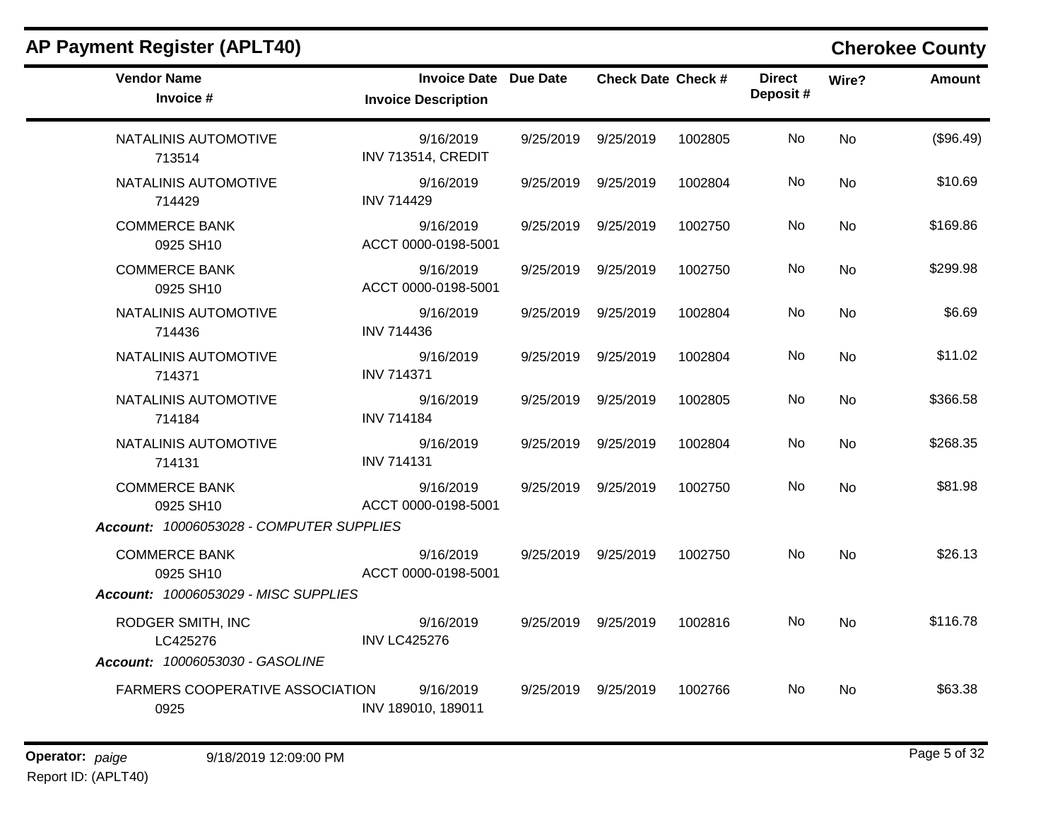## AP Payment Register (APLT40)

**Cherokee County**

| Vendor Name / Invoice # | Invoice Date / Invoice Description | Due Date | Check Date | Check # | Direct Deposit # | Wire? | Amount |
|---|---|---|---|---|---|---|---|
| NATALINIS AUTOMOTIVE<br>713514 | 9/16/2019<br>INV 713514, CREDIT | 9/25/2019 | 9/25/2019 | 1002805 | No | No | ($96.49) |
| NATALINIS AUTOMOTIVE<br>714429 | 9/16/2019<br>INV 714429 | 9/25/2019 | 9/25/2019 | 1002804 | No | No | $10.69 |
| COMMERCE BANK<br>0925 SH10 | 9/16/2019<br>ACCT 0000-0198-5001 | 9/25/2019 | 9/25/2019 | 1002750 | No | No | $169.86 |
| COMMERCE BANK<br>0925 SH10 | 9/16/2019<br>ACCT 0000-0198-5001 | 9/25/2019 | 9/25/2019 | 1002750 | No | No | $299.98 |
| NATALINIS AUTOMOTIVE<br>714436 | 9/16/2019<br>INV 714436 | 9/25/2019 | 9/25/2019 | 1002804 | No | No | $6.69 |
| NATALINIS AUTOMOTIVE<br>714371 | 9/16/2019<br>INV 714371 | 9/25/2019 | 9/25/2019 | 1002804 | No | No | $11.02 |
| NATALINIS AUTOMOTIVE<br>714184 | 9/16/2019<br>INV 714184 | 9/25/2019 | 9/25/2019 | 1002805 | No | No | $366.58 |
| NATALINIS AUTOMOTIVE<br>714131 | 9/16/2019<br>INV 714131 | 9/25/2019 | 9/25/2019 | 1002804 | No | No | $268.35 |
| COMMERCE BANK<br>0925 SH10 | 9/16/2019<br>ACCT 0000-0198-5001 | 9/25/2019 | 9/25/2019 | 1002750 | No | No | $81.98 |
| ***Account:** 10006053028 - COMPUTER SUPPLIES* | | | | | | | |
| COMMERCE BANK<br>0925 SH10 | 9/16/2019<br>ACCT 0000-0198-5001 | 9/25/2019 | 9/25/2019 | 1002750 | No | No | $26.13 |
| ***Account:** 10006053029 - MISC SUPPLIES* | | | | | | | |
| RODGER SMITH, INC<br>LC425276 | 9/16/2019<br>INV LC425276 | 9/25/2019 | 9/25/2019 | 1002816 | No | No | $116.78 |
| ***Account:** 10006053030 - GASOLINE* | | | | | | | |
| FARMERS COOPERATIVE ASSOCIATION<br>0925 | 9/16/2019<br>INV 189010, 189011 | 9/25/2019 | 9/25/2019 | 1002766 | No | No | $63.38 |

**Operator:** *paige* 9/18/2019 12:09:00 PM

Report ID: (APLT40)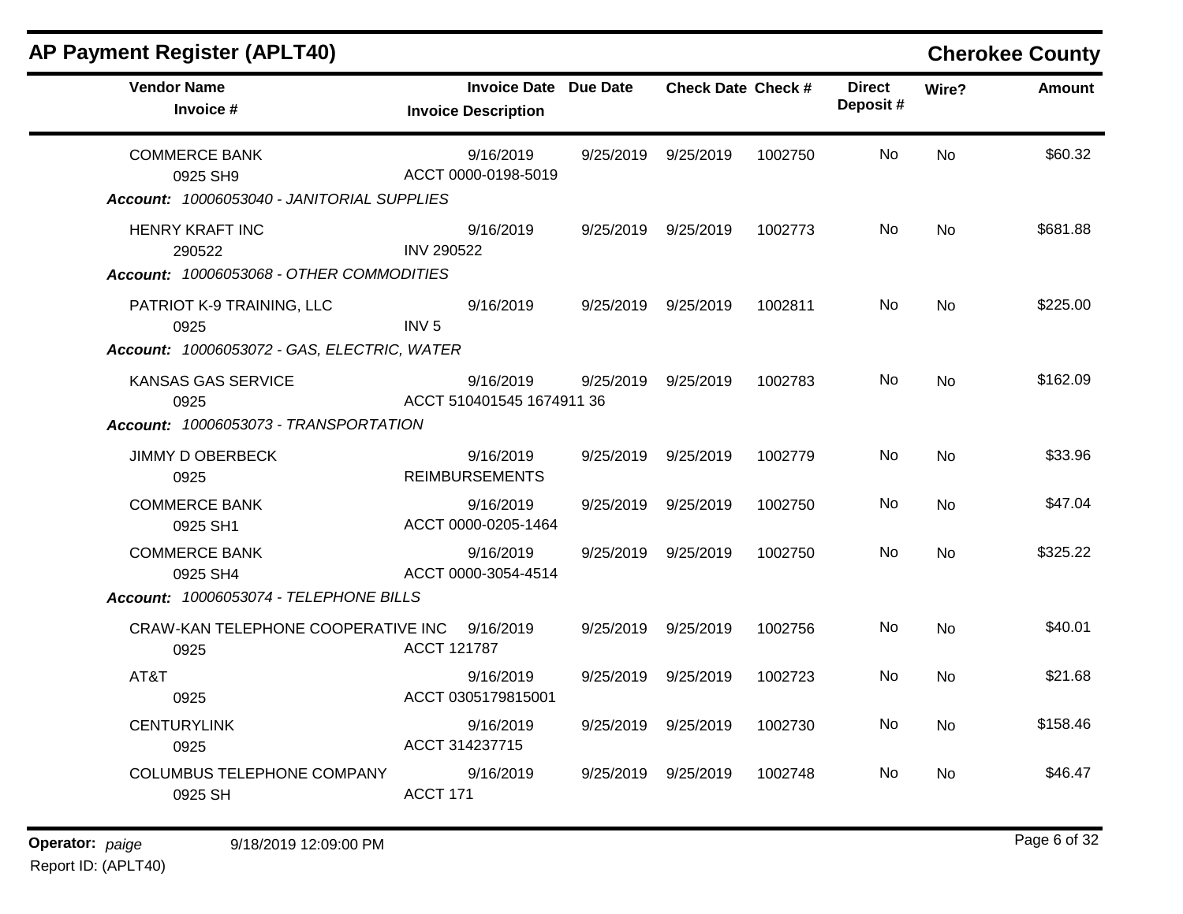## AP Payment Register (APLT40)

**Cherokee County**

| Vendor Name / Invoice # | Invoice Date / Invoice Description | Due Date | Check Date | Check # | Direct Deposit # | Wire? | Amount |
|---|---|---|---|---|---|---|---|
| COMMERCE BANK<br>0925 SH9 | 9/16/2019<br>ACCT 0000-0198-5019 | 9/25/2019 | 9/25/2019 | 1002750 | No | No | $60.32 |
| ***Account: 10006053040 - JANITORIAL SUPPLIES*** | | | | | | | |
| HENRY KRAFT INC<br>290522 | 9/16/2019<br>INV 290522 | 9/25/2019 | 9/25/2019 | 1002773 | No | No | $681.88 |
| ***Account: 10006053068 - OTHER COMMODITIES*** | | | | | | | |
| PATRIOT K-9 TRAINING, LLC<br>0925 | 9/16/2019<br>INV 5 | 9/25/2019 | 9/25/2019 | 1002811 | No | No | $225.00 |
| ***Account: 10006053072 - GAS, ELECTRIC, WATER*** | | | | | | | |
| KANSAS GAS SERVICE<br>0925 | 9/16/2019<br>ACCT 510401545 1674911 36 | 9/25/2019 | 9/25/2019 | 1002783 | No | No | $162.09 |
| ***Account: 10006053073 - TRANSPORTATION*** | | | | | | | |
| JIMMY D OBERBECK<br>0925 | 9/16/2019<br>REIMBURSEMENTS | 9/25/2019 | 9/25/2019 | 1002779 | No | No | $33.96 |
| COMMERCE BANK<br>0925 SH1 | 9/16/2019<br>ACCT 0000-0205-1464 | 9/25/2019 | 9/25/2019 | 1002750 | No | No | $47.04 |
| COMMERCE BANK<br>0925 SH4 | 9/16/2019<br>ACCT 0000-3054-4514 | 9/25/2019 | 9/25/2019 | 1002750 | No | No | $325.22 |
| ***Account: 10006053074 - TELEPHONE BILLS*** | | | | | | | |
| CRAW-KAN TELEPHONE COOPERATIVE INC<br>0925 | 9/16/2019<br>ACCT 121787 | 9/25/2019 | 9/25/2019 | 1002756 | No | No | $40.01 |
| AT&T<br>0925 | 9/16/2019<br>ACCT 0305179815001 | 9/25/2019 | 9/25/2019 | 1002723 | No | No | $21.68 |
| CENTURYLINK<br>0925 | 9/16/2019<br>ACCT 314237715 | 9/25/2019 | 9/25/2019 | 1002730 | No | No | $158.46 |
| COLUMBUS TELEPHONE COMPANY<br>0925 SH | 9/16/2019<br>ACCT 171 | 9/25/2019 | 9/25/2019 | 1002748 | No | No | $46.47 |

**Operator:** *paige* 9/18/2019 12:09:00 PM

Report ID: (APLT40)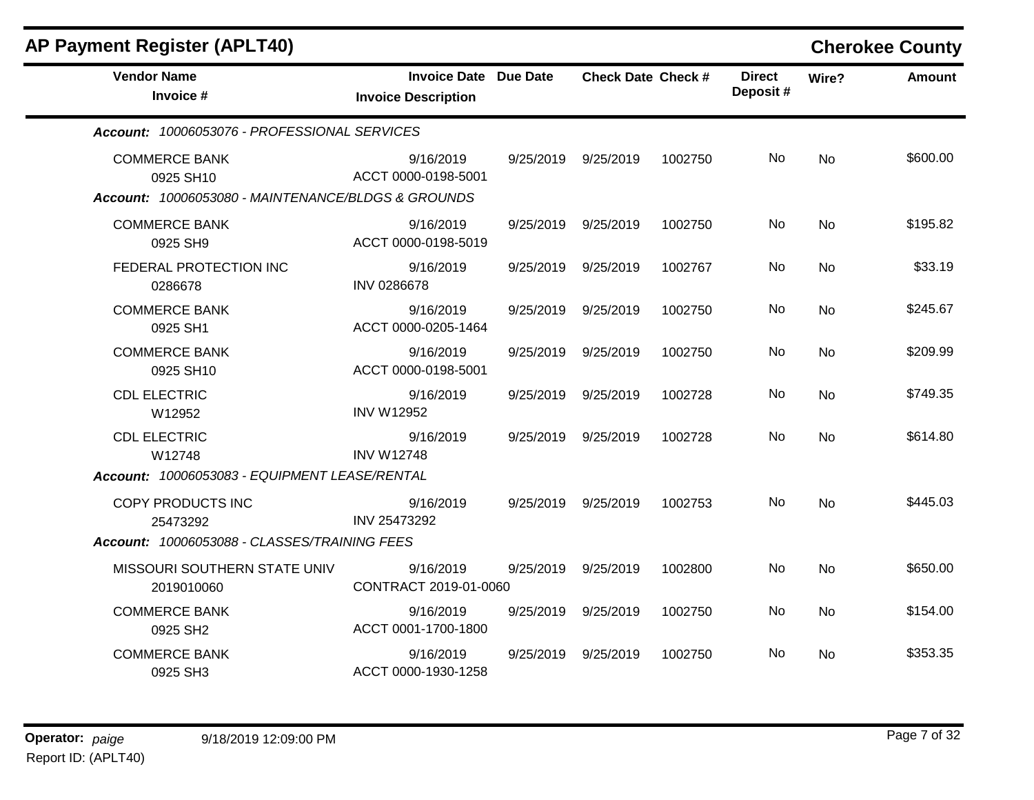## AP Payment Register (APLT40)

**Cherokee County**

| Vendor Name / Invoice # | Invoice Date / Invoice Description | Due Date | Check Date | Check # | Direct Deposit # | Wire? | Amount |
|---|---|---|---|---|---|---|---|
| ***Account: 10006053076 - PROFESSIONAL SERVICES*** | | | | | | | |
| COMMERCE BANK<br>0925 SH10 | 9/16/2019<br>ACCT 0000-0198-5001 | 9/25/2019 | 9/25/2019 | 1002750 | No | No | $600.00 |
| ***Account: 10006053080 - MAINTENANCE/BLDGS & GROUNDS*** | | | | | | | |
| COMMERCE BANK<br>0925 SH9 | 9/16/2019<br>ACCT 0000-0198-5019 | 9/25/2019 | 9/25/2019 | 1002750 | No | No | $195.82 |
| FEDERAL PROTECTION INC<br>0286678 | 9/16/2019<br>INV 0286678 | 9/25/2019 | 9/25/2019 | 1002767 | No | No | $33.19 |
| COMMERCE BANK<br>0925 SH1 | 9/16/2019<br>ACCT 0000-0205-1464 | 9/25/2019 | 9/25/2019 | 1002750 | No | No | $245.67 |
| COMMERCE BANK<br>0925 SH10 | 9/16/2019<br>ACCT 0000-0198-5001 | 9/25/2019 | 9/25/2019 | 1002750 | No | No | $209.99 |
| CDL ELECTRIC<br>W12952 | 9/16/2019<br>INV W12952 | 9/25/2019 | 9/25/2019 | 1002728 | No | No | $749.35 |
| CDL ELECTRIC<br>W12748 | 9/16/2019<br>INV W12748 | 9/25/2019 | 9/25/2019 | 1002728 | No | No | $614.80 |
| ***Account: 10006053083 - EQUIPMENT LEASE/RENTAL*** | | | | | | | |
| COPY PRODUCTS INC<br>25473292 | 9/16/2019<br>INV 25473292 | 9/25/2019 | 9/25/2019 | 1002753 | No | No | $445.03 |
| ***Account: 10006053088 - CLASSES/TRAINING FEES*** | | | | | | | |
| MISSOURI SOUTHERN STATE UNIV<br>2019010060 | 9/16/2019<br>CONTRACT 2019-01-0060 | 9/25/2019 | 9/25/2019 | 1002800 | No | No | $650.00 |
| COMMERCE BANK<br>0925 SH2 | 9/16/2019<br>ACCT 0001-1700-1800 | 9/25/2019 | 9/25/2019 | 1002750 | No | No | $154.00 |
| COMMERCE BANK<br>0925 SH3 | 9/16/2019<br>ACCT 0000-1930-1258 | 9/25/2019 | 9/25/2019 | 1002750 | No | No | $353.35 |

**Operator:** *paige* 9/18/2019 12:09:00 PM
Report ID: (APLT40)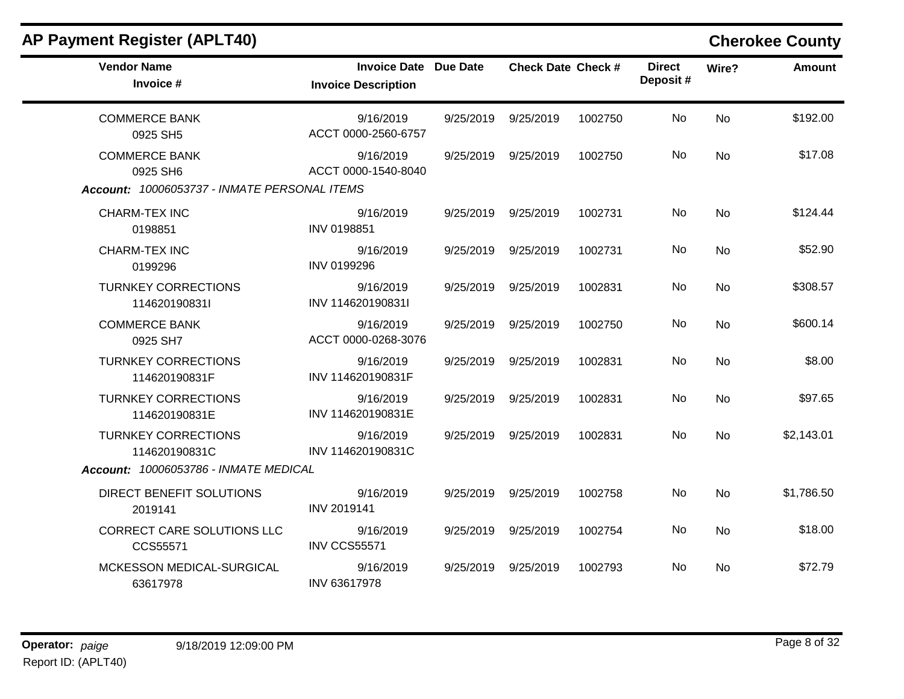## AP Payment Register (APLT40)

**Cherokee County**

| Vendor Name / Invoice # | Invoice Date / Invoice Description | Due Date | Check Date | Check # | Direct Deposit # | Wire? | Amount |
|---|---|---|---|---|---|---|---|
| COMMERCE BANK<br>0925 SH5 | 9/16/2019<br>ACCT 0000-2560-6757 | 9/25/2019 | 9/25/2019 | 1002750 | No | No | $192.00 |
| COMMERCE BANK<br>0925 SH6 | 9/16/2019<br>ACCT 0000-1540-8040 | 9/25/2019 | 9/25/2019 | 1002750 | No | No | $17.08 |
| ***Account:** 10006053737 - INMATE PERSONAL ITEMS* | | | | | | | |
| CHARM-TEX INC<br>0198851 | 9/16/2019<br>INV 0198851 | 9/25/2019 | 9/25/2019 | 1002731 | No | No | $124.44 |
| CHARM-TEX INC<br>0199296 | 9/16/2019<br>INV 0199296 | 9/25/2019 | 9/25/2019 | 1002731 | No | No | $52.90 |
| TURNKEY CORRECTIONS<br>114620190831I | 9/16/2019<br>INV 114620190831I | 9/25/2019 | 9/25/2019 | 1002831 | No | No | $308.57 |
| COMMERCE BANK<br>0925 SH7 | 9/16/2019<br>ACCT 0000-0268-3076 | 9/25/2019 | 9/25/2019 | 1002750 | No | No | $600.14 |
| TURNKEY CORRECTIONS<br>114620190831F | 9/16/2019<br>INV 114620190831F | 9/25/2019 | 9/25/2019 | 1002831 | No | No | $8.00 |
| TURNKEY CORRECTIONS<br>114620190831E | 9/16/2019<br>INV 114620190831E | 9/25/2019 | 9/25/2019 | 1002831 | No | No | $97.65 |
| TURNKEY CORRECTIONS<br>114620190831C | 9/16/2019<br>INV 114620190831C | 9/25/2019 | 9/25/2019 | 1002831 | No | No | $2,143.01 |
| ***Account:** 10006053786 - INMATE MEDICAL* | | | | | | | |
| DIRECT BENEFIT SOLUTIONS<br>2019141 | 9/16/2019<br>INV 2019141 | 9/25/2019 | 9/25/2019 | 1002758 | No | No | $1,786.50 |
| CORRECT CARE SOLUTIONS LLC<br>CCS55571 | 9/16/2019<br>INV CCS55571 | 9/25/2019 | 9/25/2019 | 1002754 | No | No | $18.00 |
| MCKESSON MEDICAL-SURGICAL<br>63617978 | 9/16/2019<br>INV 63617978 | 9/25/2019 | 9/25/2019 | 1002793 | No | No | $72.79 |

**Operator:** *paige* 9/18/2019 12:09:00 PM
Report ID: (APLT40)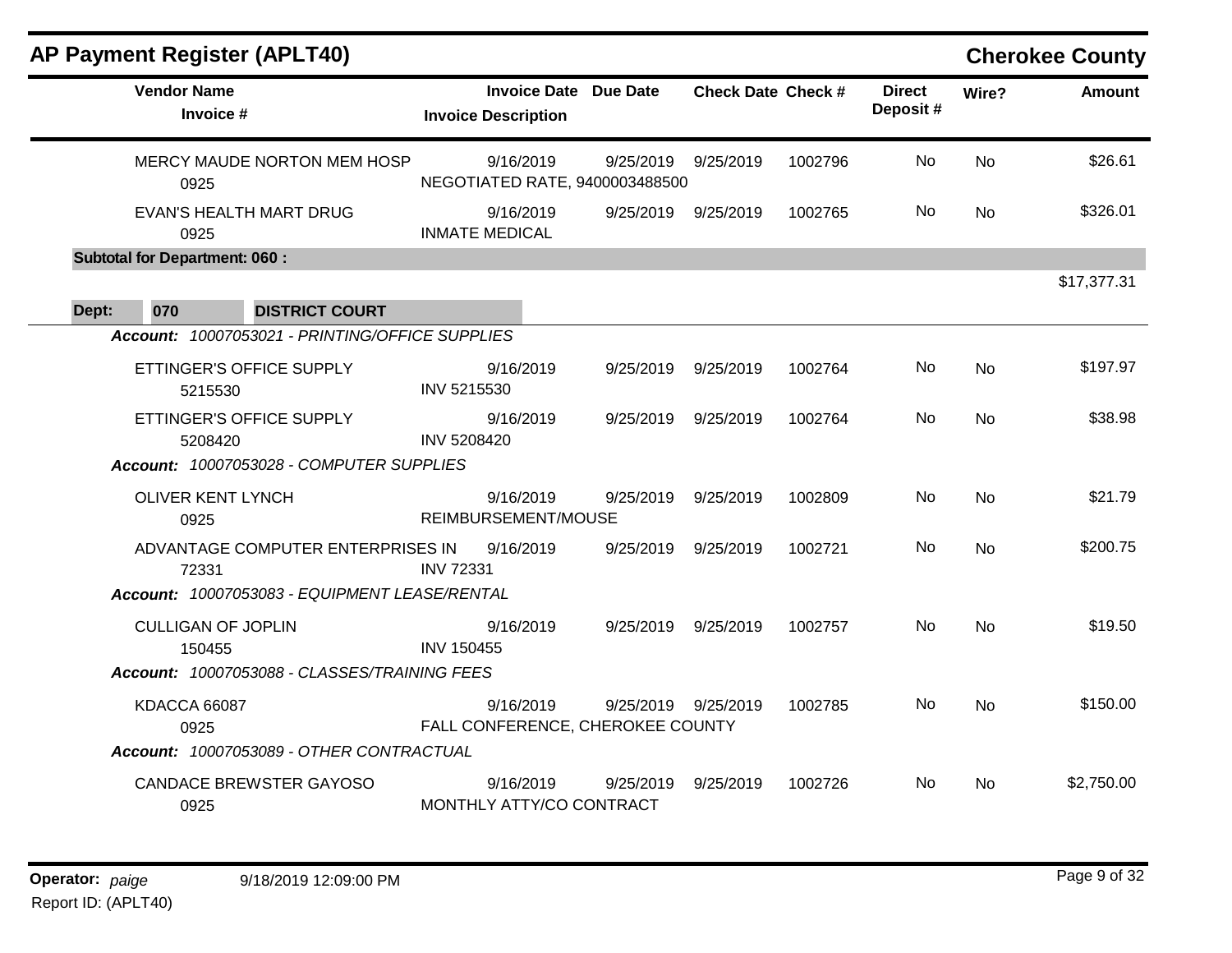## AP Payment Register (APLT40)

**Cherokee County**

| Vendor Name / Invoice # | Invoice Date / Invoice Description | Due Date | Check Date | Check # | Direct Deposit # | Wire? | Amount |
|---|---|---|---|---|---|---|---|
| MERCY MAUDE NORTON MEM HOSP<br>0925 | 9/16/2019<br>NEGOTIATED RATE, 9400003488500 | 9/25/2019 | 9/25/2019 | 1002796 | No | No | $26.61 |
| EVAN'S HEALTH MART DRUG<br>0925 | 9/16/2019<br>INMATE MEDICAL | 9/25/2019 | 9/25/2019 | 1002765 | No | No | $326.01 |
| **Subtotal for Department: 060 :** | | | | | | | $17,377.31 |

**Dept: 070 DISTRICT COURT**

*Account: 10007053021 - PRINTING/OFFICE SUPPLIES*

| Vendor Name / Invoice # | Invoice Date / Invoice Description | Due Date | Check Date | Check # | Direct Deposit # | Wire? | Amount |
|---|---|---|---|---|---|---|---|
| ETTINGER'S OFFICE SUPPLY<br>5215530 | 9/16/2019<br>INV 5215530 | 9/25/2019 | 9/25/2019 | 1002764 | No | No | $197.97 |
| ETTINGER'S OFFICE SUPPLY<br>5208420 | 9/16/2019<br>INV 5208420 | 9/25/2019 | 9/25/2019 | 1002764 | No | No | $38.98 |

*Account: 10007053028 - COMPUTER SUPPLIES*

| Vendor Name / Invoice # | Invoice Date / Invoice Description | Due Date | Check Date | Check # | Direct Deposit # | Wire? | Amount |
|---|---|---|---|---|---|---|---|
| OLIVER KENT LYNCH<br>0925 | 9/16/2019<br>REIMBURSEMENT/MOUSE | 9/25/2019 | 9/25/2019 | 1002809 | No | No | $21.79 |
| ADVANTAGE COMPUTER ENTERPRISES IN<br>72331 | 9/16/2019<br>INV 72331 | 9/25/2019 | 9/25/2019 | 1002721 | No | No | $200.75 |

*Account: 10007053083 - EQUIPMENT LEASE/RENTAL*

| Vendor Name / Invoice # | Invoice Date / Invoice Description | Due Date | Check Date | Check # | Direct Deposit # | Wire? | Amount |
|---|---|---|---|---|---|---|---|
| CULLIGAN OF JOPLIN<br>150455 | 9/16/2019<br>INV 150455 | 9/25/2019 | 9/25/2019 | 1002757 | No | No | $19.50 |

*Account: 10007053088 - CLASSES/TRAINING FEES*

| Vendor Name / Invoice # | Invoice Date / Invoice Description | Due Date | Check Date | Check # | Direct Deposit # | Wire? | Amount |
|---|---|---|---|---|---|---|---|
| KDACCA 66087<br>0925 | 9/16/2019<br>FALL CONFERENCE, CHEROKEE COUNTY | 9/25/2019 | 9/25/2019 | 1002785 | No | No | $150.00 |

*Account: 10007053089 - OTHER CONTRACTUAL*

| Vendor Name / Invoice # | Invoice Date / Invoice Description | Due Date | Check Date | Check # | Direct Deposit # | Wire? | Amount |
|---|---|---|---|---|---|---|---|
| CANDACE BREWSTER GAYOSO<br>0925 | 9/16/2019<br>MONTHLY ATTY/CO CONTRACT | 9/25/2019 | 9/25/2019 | 1002726 | No | No | $2,750.00 |

**Operator:** *paige* 9/18/2019 12:09:00 PM
Report ID: (APLT40)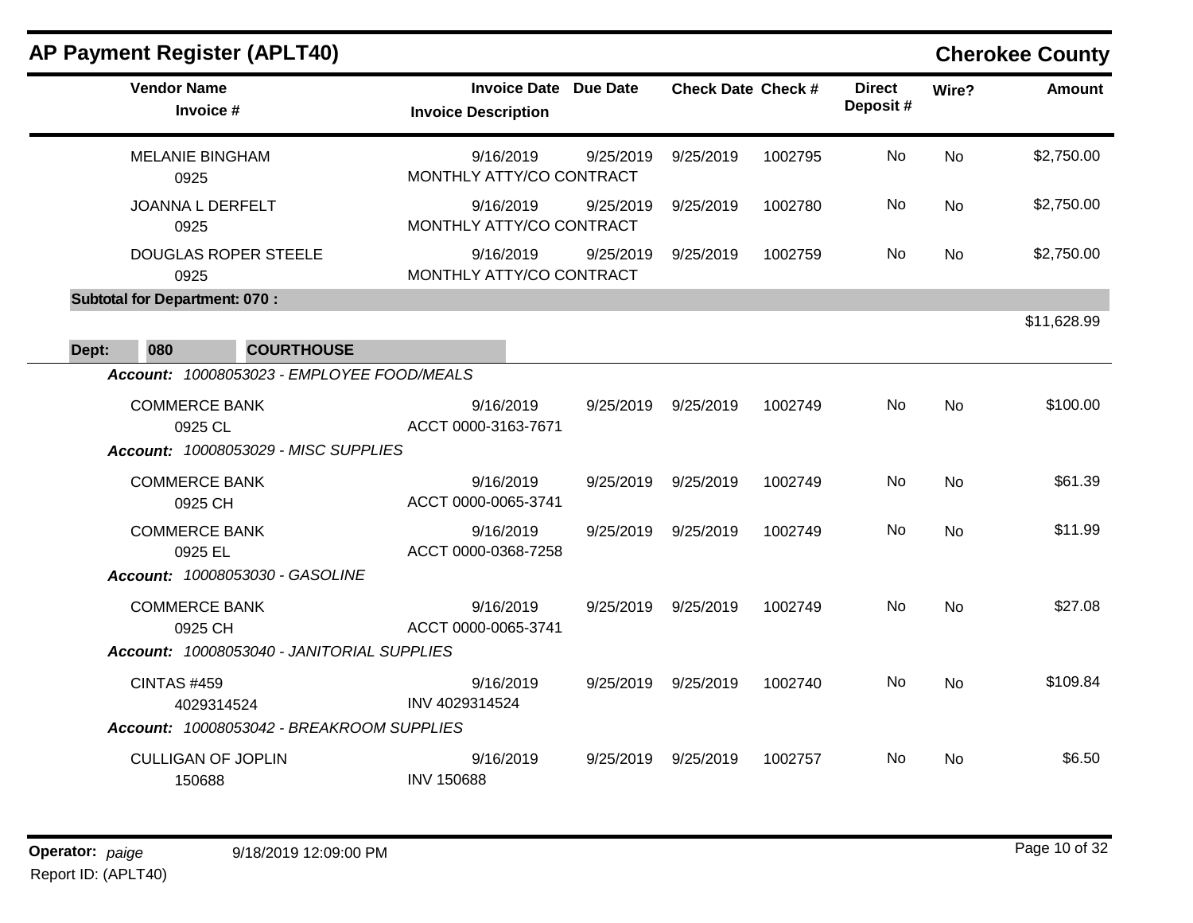# AP Payment Register (APLT40)

## Cherokee County

| Vendor Name / Invoice # | Invoice Date / Invoice Description | Due Date | Check Date | Check # | Direct Deposit # | Wire? | Amount |
|---|---|---|---|---|---|---|---|
| MELANIE BINGHAM<br>0925 | 9/16/2019<br>MONTHLY ATTY/CO CONTRACT | 9/25/2019 | 9/25/2019 | 1002795 | No | No | $2,750.00 |
| JOANNA L DERFELT<br>0925 | 9/16/2019<br>MONTHLY ATTY/CO CONTRACT | 9/25/2019 | 9/25/2019 | 1002780 | No | No | $2,750.00 |
| DOUGLAS ROPER STEELE<br>0925 | 9/16/2019<br>MONTHLY ATTY/CO CONTRACT | 9/25/2019 | 9/25/2019 | 1002759 | No | No | $2,750.00 |
| **Subtotal for Department: 070 :** | | | | | | | $11,628.99 |

**Dept: 080 COURTHOUSE**

| Vendor Name / Invoice # | Invoice Date / Invoice Description | Due Date | Check Date | Check # | Direct Deposit # | Wire? | Amount |
|---|---|---|---|---|---|---|---|
| ***Account: 10008053023 - EMPLOYEE FOOD/MEALS*** | | | | | | | |
| COMMERCE BANK<br>0925 CL | 9/16/2019<br>ACCT 0000-3163-7671 | 9/25/2019 | 9/25/2019 | 1002749 | No | No | $100.00 |
| ***Account: 10008053029 - MISC SUPPLIES*** | | | | | | | |
| COMMERCE BANK<br>0925 CH | 9/16/2019<br>ACCT 0000-0065-3741 | 9/25/2019 | 9/25/2019 | 1002749 | No | No | $61.39 |
| COMMERCE BANK<br>0925 EL | 9/16/2019<br>ACCT 0000-0368-7258 | 9/25/2019 | 9/25/2019 | 1002749 | No | No | $11.99 |
| ***Account: 10008053030 - GASOLINE*** | | | | | | | |
| COMMERCE BANK<br>0925 CH | 9/16/2019<br>ACCT 0000-0065-3741 | 9/25/2019 | 9/25/2019 | 1002749 | No | No | $27.08 |
| ***Account: 10008053040 - JANITORIAL SUPPLIES*** | | | | | | | |
| CINTAS #459<br>4029314524 | 9/16/2019<br>INV 4029314524 | 9/25/2019 | 9/25/2019 | 1002740 | No | No | $109.84 |
| ***Account: 10008053042 - BREAKROOM SUPPLIES*** | | | | | | | |
| CULLIGAN OF JOPLIN<br>150688 | 9/16/2019<br>INV 150688 | 9/25/2019 | 9/25/2019 | 1002757 | No | No | $6.50 |

**Operator:** *paige* 9/18/2019 12:09:00 PM

Report ID: (APLT40)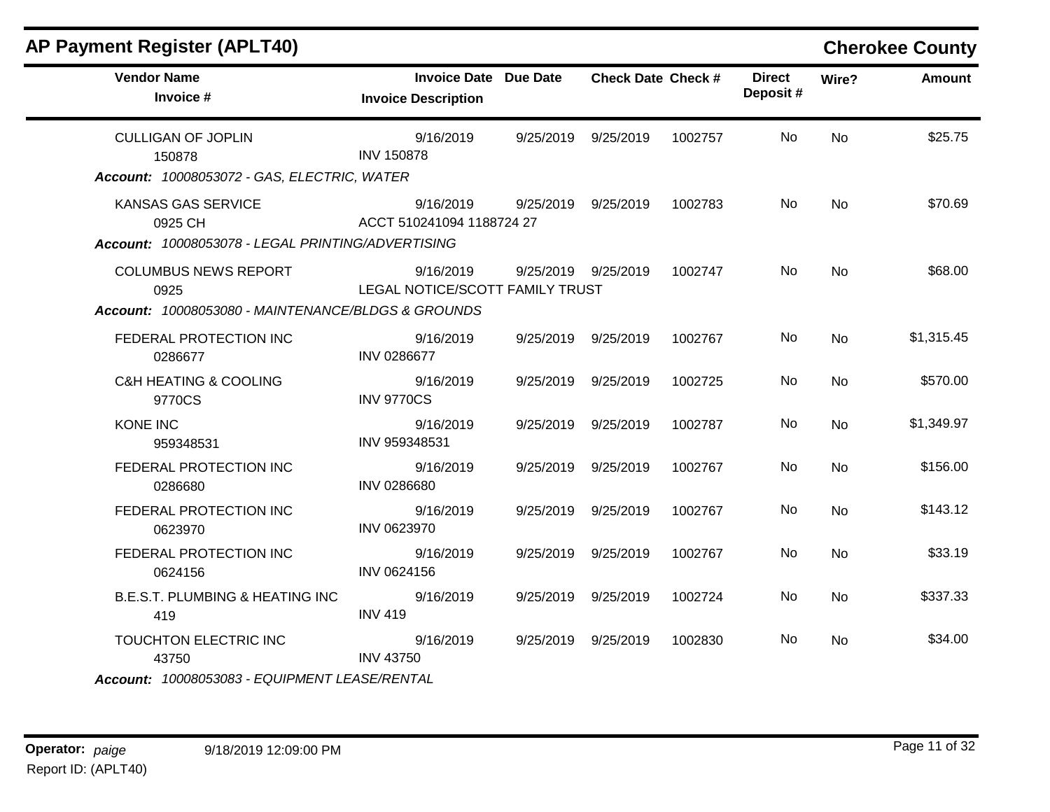# AP Payment Register (APLT40)

## Cherokee County

| Vendor Name / Invoice # | Invoice Date / Invoice Description | Due Date | Check Date | Check # | Direct Deposit # | Wire? | Amount |
|---|---|---|---|---|---|---|---|
| CULLIGAN OF JOPLIN<br>150878 | 9/16/2019<br>INV 150878 | 9/25/2019 | 9/25/2019 | 1002757 | No | No | $25.75 |
| ***Account:** 10008053072 - GAS, ELECTRIC, WATER* | | | | | | | |
| KANSAS GAS SERVICE<br>0925 CH | 9/16/2019<br>ACCT 510241094 1188724 27 | 9/25/2019 | 9/25/2019 | 1002783 | No | No | $70.69 |
| ***Account:** 10008053078 - LEGAL PRINTING/ADVERTISING* | | | | | | | |
| COLUMBUS NEWS REPORT<br>0925 | 9/16/2019<br>LEGAL NOTICE/SCOTT FAMILY TRUST | 9/25/2019 | 9/25/2019 | 1002747 | No | No | $68.00 |
| ***Account:** 10008053080 - MAINTENANCE/BLDGS & GROUNDS* | | | | | | | |
| FEDERAL PROTECTION INC<br>0286677 | 9/16/2019<br>INV 0286677 | 9/25/2019 | 9/25/2019 | 1002767 | No | No | $1,315.45 |
| C&H HEATING & COOLING<br>9770CS | 9/16/2019<br>INV 9770CS | 9/25/2019 | 9/25/2019 | 1002725 | No | No | $570.00 |
| KONE INC<br>959348531 | 9/16/2019<br>INV 959348531 | 9/25/2019 | 9/25/2019 | 1002787 | No | No | $1,349.97 |
| FEDERAL PROTECTION INC<br>0286680 | 9/16/2019<br>INV 0286680 | 9/25/2019 | 9/25/2019 | 1002767 | No | No | $156.00 |
| FEDERAL PROTECTION INC<br>0623970 | 9/16/2019<br>INV 0623970 | 9/25/2019 | 9/25/2019 | 1002767 | No | No | $143.12 |
| FEDERAL PROTECTION INC<br>0624156 | 9/16/2019<br>INV 0624156 | 9/25/2019 | 9/25/2019 | 1002767 | No | No | $33.19 |
| B.E.S.T. PLUMBING & HEATING INC<br>419 | 9/16/2019<br>INV 419 | 9/25/2019 | 9/25/2019 | 1002724 | No | No | $337.33 |
| TOUCHTON ELECTRIC INC<br>43750 | 9/16/2019<br>INV 43750 | 9/25/2019 | 9/25/2019 | 1002830 | No | No | $34.00 |
| ***Account:** 10008053083 - EQUIPMENT LEASE/RENTAL* | | | | | | | |

**Operator:** *paige* 9/18/2019 12:09:00 PM
Report ID: (APLT40)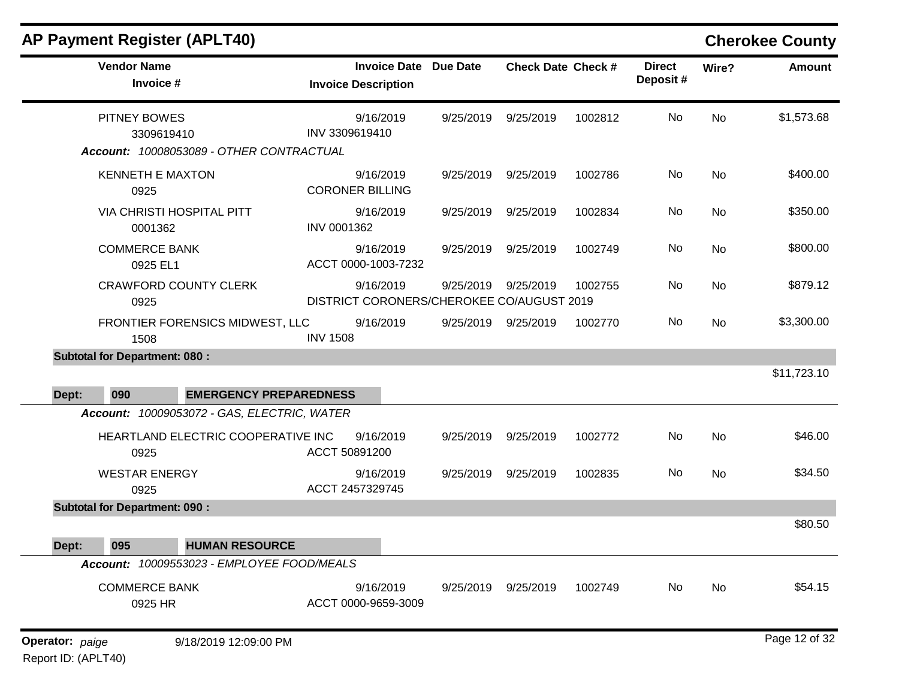## AP Payment Register (APLT40) — Cherokee County

| Vendor Name / Invoice # | Invoice Date / Invoice Description | Due Date | Check Date | Check # | Direct Deposit # | Wire? | Amount |
|---|---|---|---|---|---|---|---|
| PITNEY BOWES<br>3309619410 | 9/16/2019<br>INV 3309619410 | 9/25/2019 | 9/25/2019 | 1002812 | No | No | $1,573.68 |
| ***Account:* 10008053089 - OTHER CONTRACTUAL** | | | | | | | |
| KENNETH E MAXTON<br>0925 | 9/16/2019<br>CORONER BILLING | 9/25/2019 | 9/25/2019 | 1002786 | No | No | $400.00 |
| VIA CHRISTI HOSPITAL PITT<br>0001362 | 9/16/2019<br>INV 0001362 | 9/25/2019 | 9/25/2019 | 1002834 | No | No | $350.00 |
| COMMERCE BANK<br>0925 EL1 | 9/16/2019<br>ACCT 0000-1003-7232 | 9/25/2019 | 9/25/2019 | 1002749 | No | No | $800.00 |
| CRAWFORD COUNTY CLERK<br>0925 | 9/16/2019<br>DISTRICT CORONERS/CHEROKEE CO/AUGUST 2019 | 9/25/2019 | 9/25/2019 | 1002755 | No | No | $879.12 |
| FRONTIER FORENSICS MIDWEST, LLC<br>1508 | 9/16/2019<br>INV 1508 | 9/25/2019 | 9/25/2019 | 1002770 | No | No | $3,300.00 |
| **Subtotal for Department: 080 :** | | | | | | | $11,723.10 |
| **Dept: 090 EMERGENCY PREPAREDNESS** | | | | | | | |
| ***Account:* 10009053072 - GAS, ELECTRIC, WATER** | | | | | | | |
| HEARTLAND ELECTRIC COOPERATIVE INC<br>0925 | 9/16/2019<br>ACCT 50891200 | 9/25/2019 | 9/25/2019 | 1002772 | No | No | $46.00 |
| WESTAR ENERGY<br>0925 | 9/16/2019<br>ACCT 2457329745 | 9/25/2019 | 9/25/2019 | 1002835 | No | No | $34.50 |
| **Subtotal for Department: 090 :** | | | | | | | $80.50 |
| **Dept: 095 HUMAN RESOURCE** | | | | | | | |
| ***Account:* 10009553023 - EMPLOYEE FOOD/MEALS** | | | | | | | |
| COMMERCE BANK<br>0925 HR | 9/16/2019<br>ACCT 0000-9659-3009 | 9/25/2019 | 9/25/2019 | 1002749 | No | No | $54.15 |

**Operator:** *paige* 9/18/2019 12:09:00 PM

Report ID: (APLT40)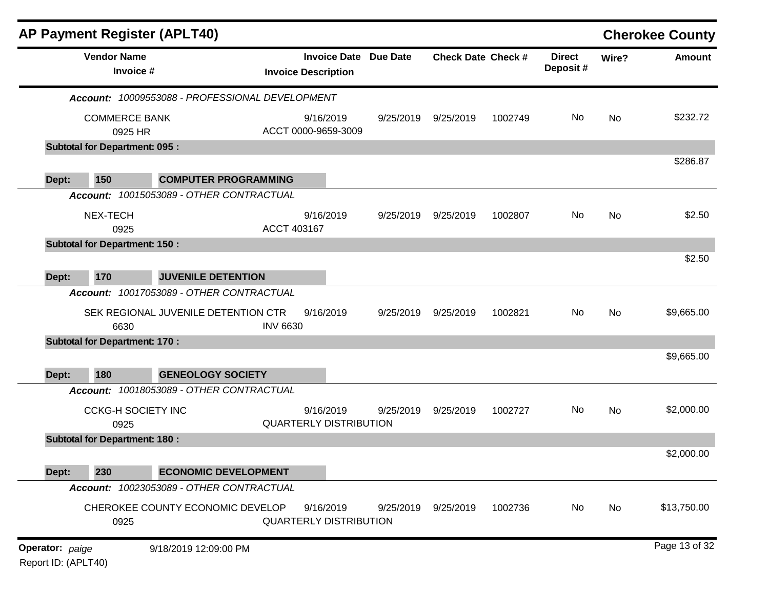# AP Payment Register (APLT40)

**Cherokee County**

| Vendor Name / Invoice # | Invoice Date / Invoice Description | Due Date | Check Date | Check # | Direct Deposit # | Wire? | Amount |
|---|---|---|---|---|---|---|---|
| ***Account:** 10009553088 - PROFESSIONAL DEVELOPMENT* | | | | | | | |
| COMMERCE BANK<br>0925 HR | 9/16/2019<br>ACCT 0000-9659-3009 | 9/25/2019 | 9/25/2019 | 1002749 | No | No | $232.72 |
| **Subtotal for Department: 095 :** | | | | | | | $286.87 |
| **Dept: 150 COMPUTER PROGRAMMING** | | | | | | | |
| ***Account:** 10015053089 - OTHER CONTRACTUAL* | | | | | | | |
| NEX-TECH<br>0925 | 9/16/2019<br>ACCT 403167 | 9/25/2019 | 9/25/2019 | 1002807 | No | No | $2.50 |
| **Subtotal for Department: 150 :** | | | | | | | $2.50 |
| **Dept: 170 JUVENILE DETENTION** | | | | | | | |
| ***Account:** 10017053089 - OTHER CONTRACTUAL* | | | | | | | |
| SEK REGIONAL JUVENILE DETENTION CTR<br>6630 | 9/16/2019<br>INV 6630 | 9/25/2019 | 9/25/2019 | 1002821 | No | No | $9,665.00 |
| **Subtotal for Department: 170 :** | | | | | | | $9,665.00 |
| **Dept: 180 GENEOLOGY SOCIETY** | | | | | | | |
| ***Account:** 10018053089 - OTHER CONTRACTUAL* | | | | | | | |
| CCKG-H SOCIETY INC<br>0925 | 9/16/2019<br>QUARTERLY DISTRIBUTION | 9/25/2019 | 9/25/2019 | 1002727 | No | No | $2,000.00 |
| **Subtotal for Department: 180 :** | | | | | | | $2,000.00 |
| **Dept: 230 ECONOMIC DEVELOPMENT** | | | | | | | |
| ***Account:** 10023053089 - OTHER CONTRACTUAL* | | | | | | | |
| CHEROKEE COUNTY ECONOMIC DEVELOP<br>0925 | 9/16/2019<br>QUARTERLY DISTRIBUTION | 9/25/2019 | 9/25/2019 | 1002736 | No | No | $13,750.00 |

**Operator:** *paige* 9/18/2019 12:09:00 PM

Report ID: (APLT40)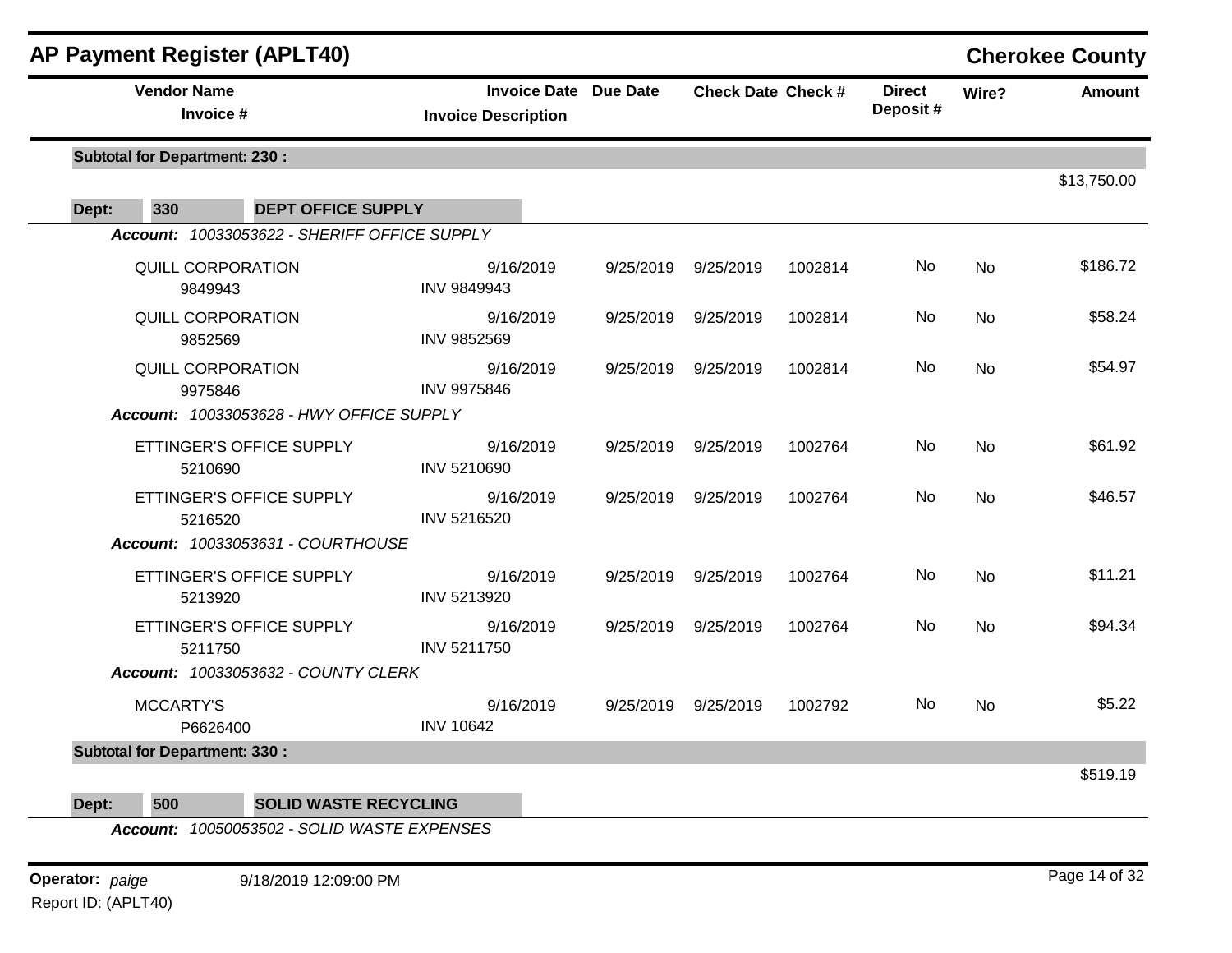## AP Payment Register (APLT40)

**Cherokee County**

| Vendor Name / Invoice # | Invoice Date / Invoice Description | Due Date | Check Date | Check # | Direct Deposit # | Wire? | Amount |
|---|---|---|---|---|---|---|---|
| **Subtotal for Department: 230 :** | | | | | | | $13,750.00 |
| **Dept: 330 DEPT OFFICE SUPPLY** | | | | | | | |
| ***Account: 10033053622 - SHERIFF OFFICE SUPPLY*** | | | | | | | |
| QUILL CORPORATION 9849943 | 9/16/2019 INV 9849943 | 9/25/2019 | 9/25/2019 | 1002814 | No | No | $186.72 |
| QUILL CORPORATION 9852569 | 9/16/2019 INV 9852569 | 9/25/2019 | 9/25/2019 | 1002814 | No | No | $58.24 |
| QUILL CORPORATION 9975846 | 9/16/2019 INV 9975846 | 9/25/2019 | 9/25/2019 | 1002814 | No | No | $54.97 |
| ***Account: 10033053628 - HWY OFFICE SUPPLY*** | | | | | | | |
| ETTINGER'S OFFICE SUPPLY 5210690 | 9/16/2019 INV 5210690 | 9/25/2019 | 9/25/2019 | 1002764 | No | No | $61.92 |
| ETTINGER'S OFFICE SUPPLY 5216520 | 9/16/2019 INV 5216520 | 9/25/2019 | 9/25/2019 | 1002764 | No | No | $46.57 |
| ***Account: 10033053631 - COURTHOUSE*** | | | | | | | |
| ETTINGER'S OFFICE SUPPLY 5213920 | 9/16/2019 INV 5213920 | 9/25/2019 | 9/25/2019 | 1002764 | No | No | $11.21 |
| ETTINGER'S OFFICE SUPPLY 5211750 | 9/16/2019 INV 5211750 | 9/25/2019 | 9/25/2019 | 1002764 | No | No | $94.34 |
| ***Account: 10033053632 - COUNTY CLERK*** | | | | | | | |
| MCCARTY'S P6626400 | 9/16/2019 INV 10642 | 9/25/2019 | 9/25/2019 | 1002792 | No | No | $5.22 |
| **Subtotal for Department: 330 :** | | | | | | | $519.19 |
| **Dept: 500 SOLID WASTE RECYCLING** | | | | | | | |
| ***Account: 10050053502 - SOLID WASTE EXPENSES*** | | | | | | | |

**Operator:** *paige* 9/18/2019 12:09:00 PM
Report ID: (APLT40)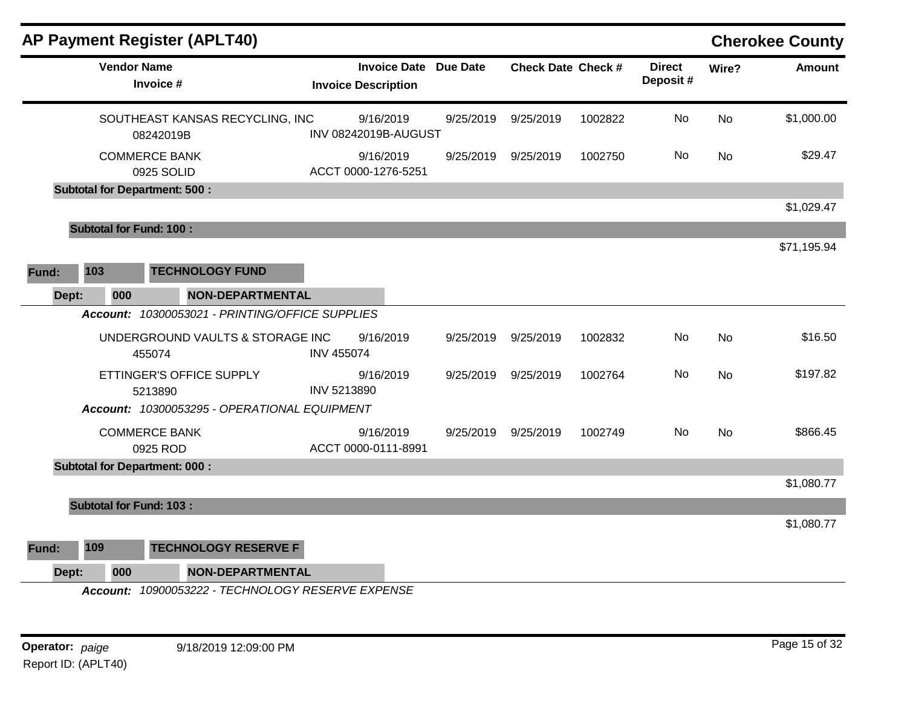## AP Payment Register (APLT40)

**Cherokee County**

| Vendor Name / Invoice # | Invoice Date / Invoice Description | Due Date | Check Date | Check # | Direct Deposit # | Wire? | Amount |
|---|---|---|---|---|---|---|---|
| SOUTHEAST KANSAS RECYCLING, INC 08242019B | 9/16/2019 INV 08242019B-AUGUST | 9/25/2019 | 9/25/2019 | 1002822 | No | No | $1,000.00 |
| COMMERCE BANK 0925 SOLID | 9/16/2019 ACCT 0000-1276-5251 | 9/25/2019 | 9/25/2019 | 1002750 | No | No | $29.47 |
| **Subtotal for Department: 500 :** | | | | | | | $1,029.47 |
| **Subtotal for Fund: 100 :** | | | | | | | $71,195.94 |

**Fund: 103 TECHNOLOGY FUND**

**Dept: 000 NON-DEPARTMENTAL**

***Account:*** *10300053021 - PRINTING/OFFICE SUPPLIES*

| Vendor Name / Invoice # | Invoice Date / Invoice Description | Due Date | Check Date | Check # | Direct Deposit # | Wire? | Amount |
|---|---|---|---|---|---|---|---|
| UNDERGROUND VAULTS & STORAGE INC 455074 | 9/16/2019 INV 455074 | 9/25/2019 | 9/25/2019 | 1002832 | No | No | $16.50 |
| ETTINGER'S OFFICE SUPPLY 5213890 | 9/16/2019 INV 5213890 | 9/25/2019 | 9/25/2019 | 1002764 | No | No | $197.82 |

***Account:*** *10300053295 - OPERATIONAL EQUIPMENT*

| Vendor Name / Invoice # | Invoice Date / Invoice Description | Due Date | Check Date | Check # | Direct Deposit # | Wire? | Amount |
|---|---|---|---|---|---|---|---|
| COMMERCE BANK 0925 ROD | 9/16/2019 ACCT 0000-0111-8991 | 9/25/2019 | 9/25/2019 | 1002749 | No | No | $866.45 |
| **Subtotal for Department: 000 :** | | | | | | | $1,080.77 |
| **Subtotal for Fund: 103 :** | | | | | | | $1,080.77 |

**Fund: 109 TECHNOLOGY RESERVE F**

**Dept: 000 NON-DEPARTMENTAL**

***Account:*** *10900053222 - TECHNOLOGY RESERVE EXPENSE*

**Operator:** *paige* 9/18/2019 12:09:00 PM

Report ID: (APLT40)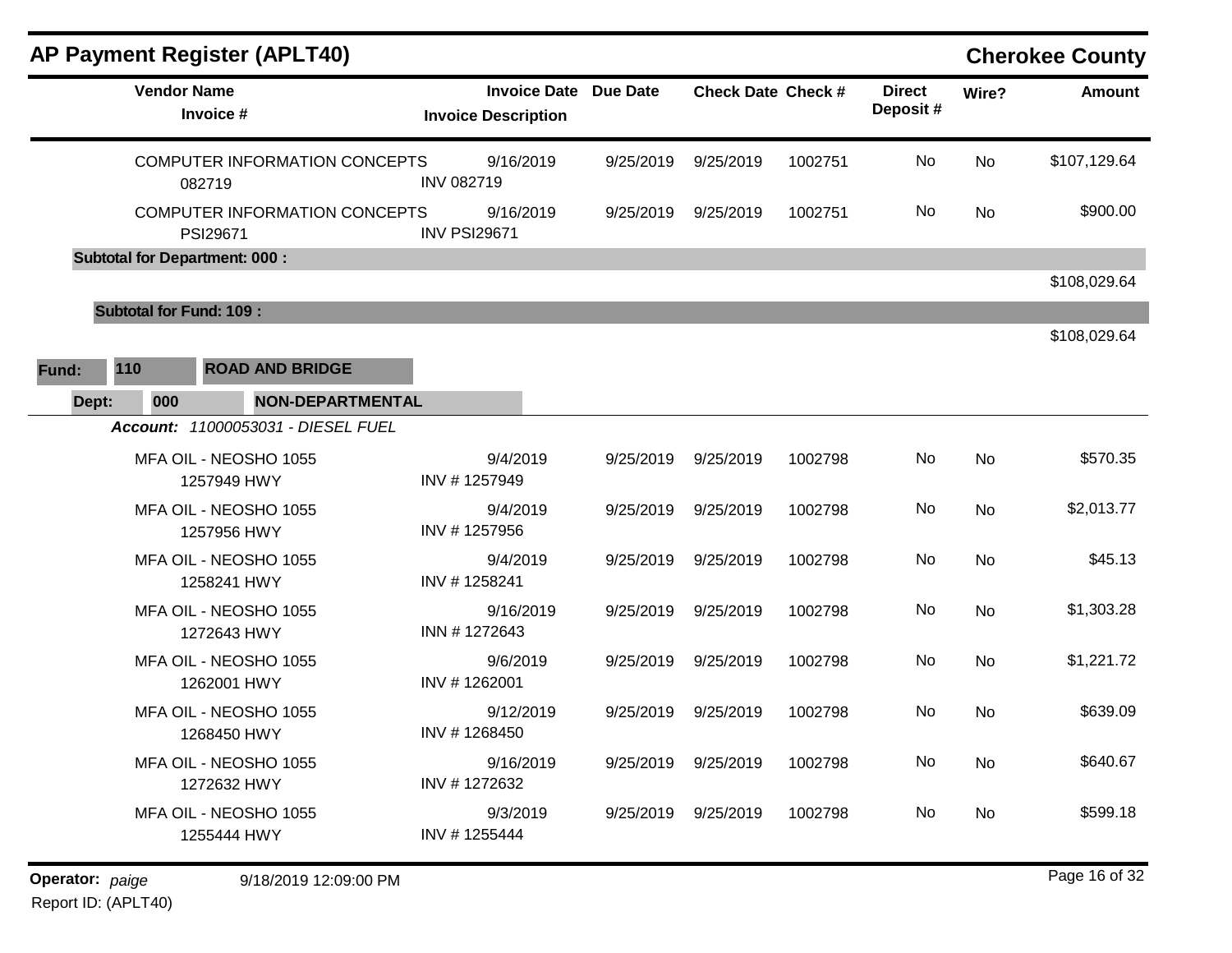## AP Payment Register (APLT40)

**Cherokee County**

| Vendor Name / Invoice # | Invoice Date / Invoice Description | Due Date | Check Date | Check # | Direct Deposit # | Wire? | Amount |
|---|---|---|---|---|---|---|---|
| COMPUTER INFORMATION CONCEPTS<br>082719 | 9/16/2019<br>INV 082719 | 9/25/2019 | 9/25/2019 | 1002751 | No | No | $107,129.64 |
| COMPUTER INFORMATION CONCEPTS<br>PSI29671 | 9/16/2019<br>INV PSI29671 | 9/25/2019 | 9/25/2019 | 1002751 | No | No | $900.00 |
| **Subtotal for Department: 000 :** | | | | | | | $108,029.64 |
| **Subtotal for Fund: 109 :** | | | | | | | $108,029.64 |

**Fund:** 110 **ROAD AND BRIDGE**

**Dept:** 000 **NON-DEPARTMENTAL**

***Account:*** *11000053031 - DIESEL FUEL*

| Vendor Name / Invoice # | Invoice Date / Invoice Description | Due Date | Check Date | Check # | Direct Deposit # | Wire? | Amount |
|---|---|---|---|---|---|---|---|
| MFA OIL - NEOSHO 1055<br>1257949 HWY | 9/4/2019<br>INV # 1257949 | 9/25/2019 | 9/25/2019 | 1002798 | No | No | $570.35 |
| MFA OIL - NEOSHO 1055<br>1257956 HWY | 9/4/2019<br>INV # 1257956 | 9/25/2019 | 9/25/2019 | 1002798 | No | No | $2,013.77 |
| MFA OIL - NEOSHO 1055<br>1258241 HWY | 9/4/2019<br>INV # 1258241 | 9/25/2019 | 9/25/2019 | 1002798 | No | No | $45.13 |
| MFA OIL - NEOSHO 1055<br>1272643 HWY | 9/16/2019<br>INN # 1272643 | 9/25/2019 | 9/25/2019 | 1002798 | No | No | $1,303.28 |
| MFA OIL - NEOSHO 1055<br>1262001 HWY | 9/6/2019<br>INV # 1262001 | 9/25/2019 | 9/25/2019 | 1002798 | No | No | $1,221.72 |
| MFA OIL - NEOSHO 1055<br>1268450 HWY | 9/12/2019<br>INV # 1268450 | 9/25/2019 | 9/25/2019 | 1002798 | No | No | $639.09 |
| MFA OIL - NEOSHO 1055<br>1272632 HWY | 9/16/2019<br>INV # 1272632 | 9/25/2019 | 9/25/2019 | 1002798 | No | No | $640.67 |
| MFA OIL - NEOSHO 1055<br>1255444 HWY | 9/3/2019<br>INV # 1255444 | 9/25/2019 | 9/25/2019 | 1002798 | No | No | $599.18 |

**Operator:** *paige* 9/18/2019 12:09:00 PM

Report ID: (APLT40)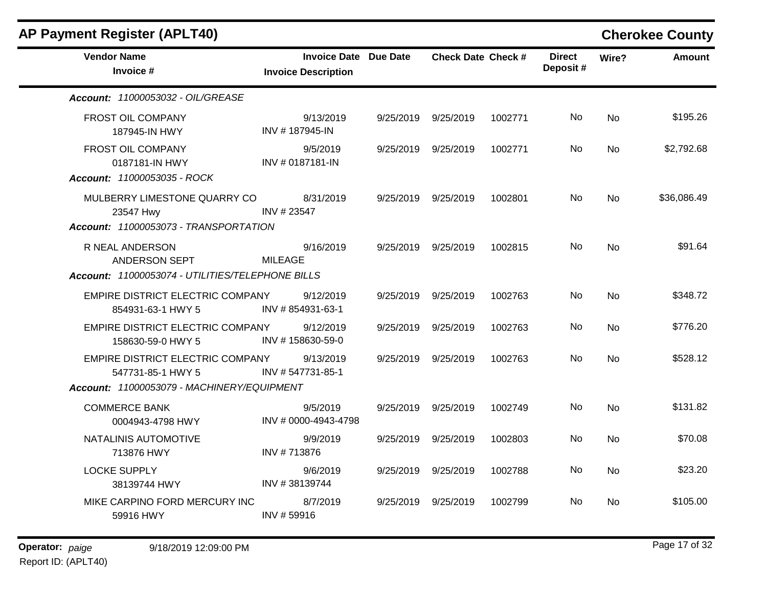## AP Payment Register (APLT40)

**Cherokee County**

| Vendor Name / Invoice # | Invoice Date / Invoice Description | Due Date | Check Date | Check # | Direct Deposit # | Wire? | Amount |
|---|---|---|---|---|---|---|---|
| ***Account: 11000053032 - OIL/GREASE*** | | | | | | | |
| FROST OIL COMPANY<br>187945-IN HWY | 9/13/2019<br>INV # 187945-IN | 9/25/2019 | 9/25/2019 | 1002771 | No | No | $195.26 |
| FROST OIL COMPANY<br>0187181-IN HWY | 9/5/2019<br>INV # 0187181-IN | 9/25/2019 | 9/25/2019 | 1002771 | No | No | $2,792.68 |
| ***Account: 11000053035 - ROCK*** | | | | | | | |
| MULBERRY LIMESTONE QUARRY CO<br>23547 Hwy | 8/31/2019<br>INV # 23547 | 9/25/2019 | 9/25/2019 | 1002801 | No | No | $36,086.49 |
| ***Account: 11000053073 - TRANSPORTATION*** | | | | | | | |
| R NEAL ANDERSON<br>ANDERSON SEPT | 9/16/2019<br>MILEAGE | 9/25/2019 | 9/25/2019 | 1002815 | No | No | $91.64 |
| ***Account: 11000053074 - UTILITIES/TELEPHONE BILLS*** | | | | | | | |
| EMPIRE DISTRICT ELECTRIC COMPANY<br>854931-63-1 HWY 5 | 9/12/2019<br>INV # 854931-63-1 | 9/25/2019 | 9/25/2019 | 1002763 | No | No | $348.72 |
| EMPIRE DISTRICT ELECTRIC COMPANY<br>158630-59-0 HWY 5 | 9/12/2019<br>INV # 158630-59-0 | 9/25/2019 | 9/25/2019 | 1002763 | No | No | $776.20 |
| EMPIRE DISTRICT ELECTRIC COMPANY<br>547731-85-1 HWY 5 | 9/13/2019<br>INV # 547731-85-1 | 9/25/2019 | 9/25/2019 | 1002763 | No | No | $528.12 |
| ***Account: 11000053079 - MACHINERY/EQUIPMENT*** | | | | | | | |
| COMMERCE BANK<br>0004943-4798 HWY | 9/5/2019<br>INV # 0000-4943-4798 | 9/25/2019 | 9/25/2019 | 1002749 | No | No | $131.82 |
| NATALINIS AUTOMOTIVE<br>713876 HWY | 9/9/2019<br>INV # 713876 | 9/25/2019 | 9/25/2019 | 1002803 | No | No | $70.08 |
| LOCKE SUPPLY<br>38139744 HWY | 9/6/2019<br>INV # 38139744 | 9/25/2019 | 9/25/2019 | 1002788 | No | No | $23.20 |
| MIKE CARPINO FORD MERCURY INC<br>59916 HWY | 8/7/2019<br>INV # 59916 | 9/25/2019 | 9/25/2019 | 1002799 | No | No | $105.00 |

**Operator:** *paige* 9/18/2019 12:09:00 PM

Report ID: (APLT40)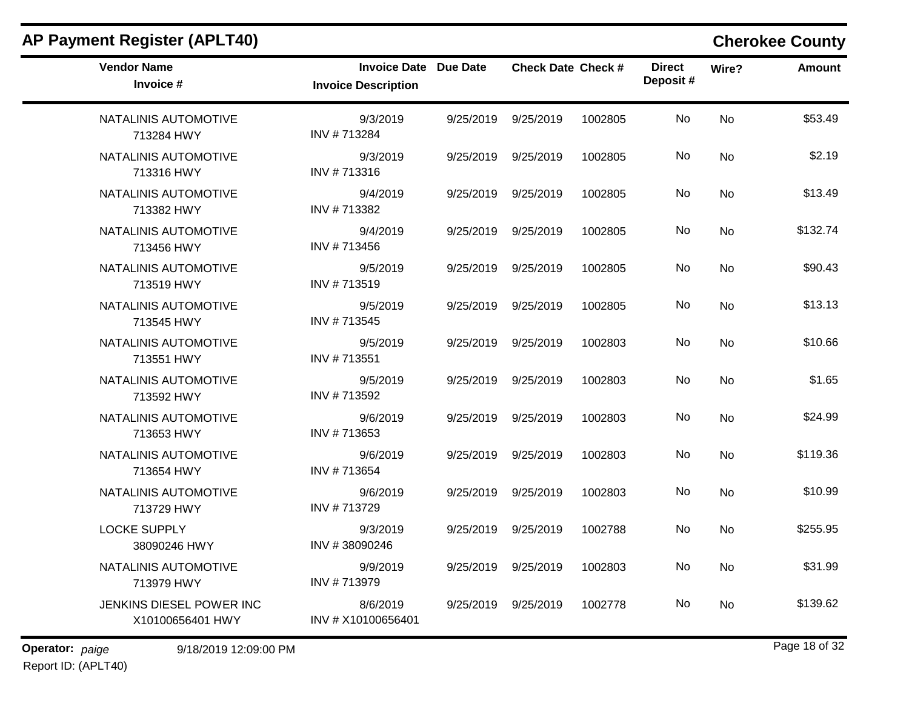## AP Payment Register (APLT40)

**Cherokee County**

| Vendor Name<br>Invoice # | Invoice Date<br>Invoice Description | Due Date | Check Date | Check # | Direct Deposit # | Wire? | Amount |
|---|---|---|---|---|---|---|---|
| NATALINIS AUTOMOTIVE<br>713284 HWY | 9/3/2019<br>INV # 713284 | 9/25/2019 | 9/25/2019 | 1002805 | No | No | $53.49 |
| NATALINIS AUTOMOTIVE<br>713316 HWY | 9/3/2019<br>INV # 713316 | 9/25/2019 | 9/25/2019 | 1002805 | No | No | $2.19 |
| NATALINIS AUTOMOTIVE<br>713382 HWY | 9/4/2019<br>INV # 713382 | 9/25/2019 | 9/25/2019 | 1002805 | No | No | $13.49 |
| NATALINIS AUTOMOTIVE<br>713456 HWY | 9/4/2019<br>INV # 713456 | 9/25/2019 | 9/25/2019 | 1002805 | No | No | $132.74 |
| NATALINIS AUTOMOTIVE<br>713519 HWY | 9/5/2019<br>INV # 713519 | 9/25/2019 | 9/25/2019 | 1002805 | No | No | $90.43 |
| NATALINIS AUTOMOTIVE<br>713545 HWY | 9/5/2019<br>INV # 713545 | 9/25/2019 | 9/25/2019 | 1002805 | No | No | $13.13 |
| NATALINIS AUTOMOTIVE<br>713551 HWY | 9/5/2019<br>INV # 713551 | 9/25/2019 | 9/25/2019 | 1002803 | No | No | $10.66 |
| NATALINIS AUTOMOTIVE<br>713592 HWY | 9/5/2019<br>INV # 713592 | 9/25/2019 | 9/25/2019 | 1002803 | No | No | $1.65 |
| NATALINIS AUTOMOTIVE<br>713653 HWY | 9/6/2019<br>INV # 713653 | 9/25/2019 | 9/25/2019 | 1002803 | No | No | $24.99 |
| NATALINIS AUTOMOTIVE<br>713654 HWY | 9/6/2019<br>INV # 713654 | 9/25/2019 | 9/25/2019 | 1002803 | No | No | $119.36 |
| NATALINIS AUTOMOTIVE<br>713729 HWY | 9/6/2019<br>INV # 713729 | 9/25/2019 | 9/25/2019 | 1002803 | No | No | $10.99 |
| LOCKE SUPPLY<br>38090246 HWY | 9/3/2019<br>INV # 38090246 | 9/25/2019 | 9/25/2019 | 1002788 | No | No | $255.95 |
| NATALINIS AUTOMOTIVE<br>713979 HWY | 9/9/2019<br>INV # 713979 | 9/25/2019 | 9/25/2019 | 1002803 | No | No | $31.99 |
| JENKINS DIESEL POWER INC<br>X10100656401 HWY | 8/6/2019<br>INV # X10100656401 | 9/25/2019 | 9/25/2019 | 1002778 | No | No | $139.62 |

**Operator:** *paige* 9/18/2019 12:09:00 PM

Report ID: (APLT40)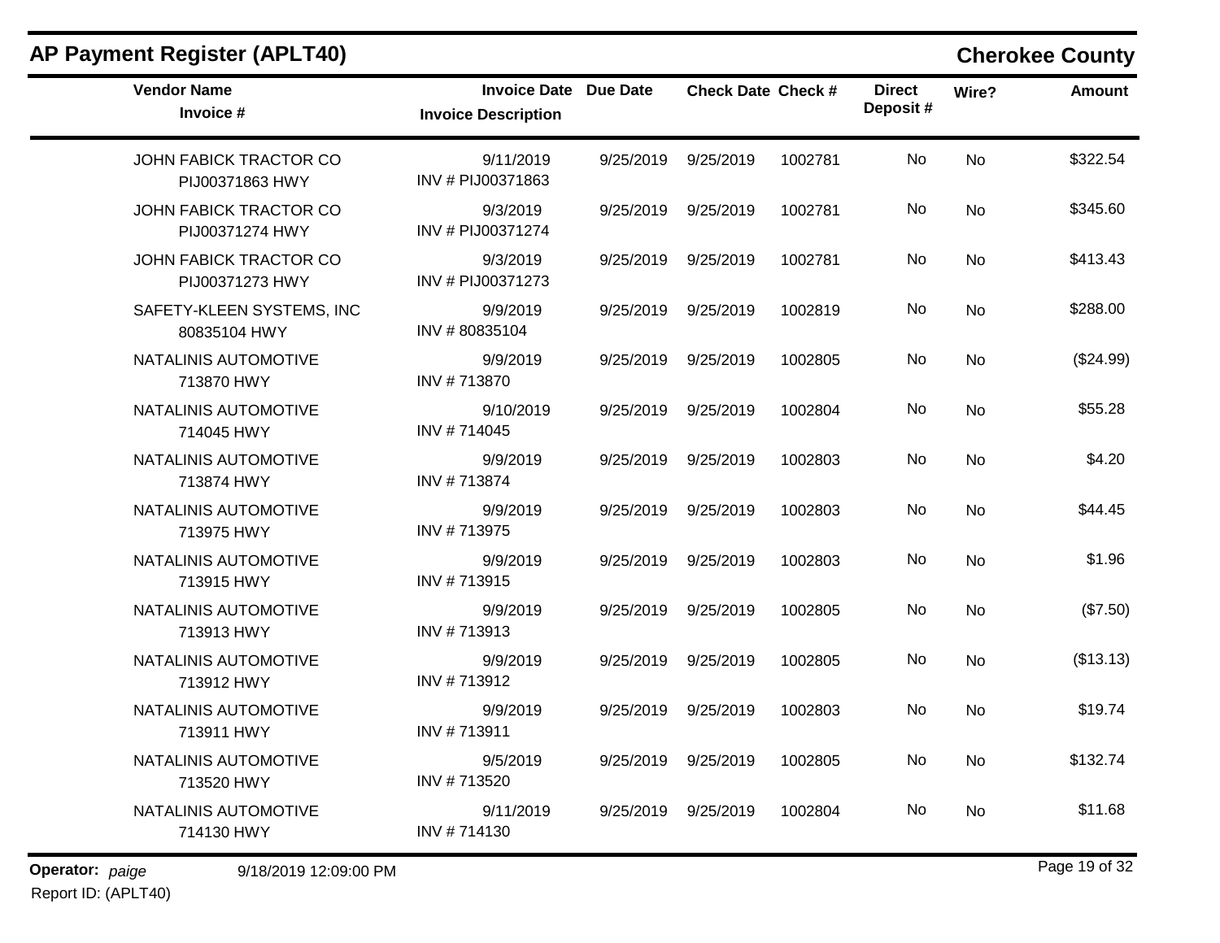## AP Payment Register (APLT40)

**Cherokee County**

| Vendor Name<br>Invoice # | Invoice Date<br>Invoice Description | Due Date | Check Date | Check # | Direct Deposit # | Wire? | Amount |
|---|---|---|---|---|---|---|---|
| JOHN FABICK TRACTOR CO<br>PIJ00371863 HWY | 9/11/2019<br>INV # PIJ00371863 | 9/25/2019 | 9/25/2019 | 1002781 | No | No | $322.54 |
| JOHN FABICK TRACTOR CO<br>PIJ00371274 HWY | 9/3/2019<br>INV # PIJ00371274 | 9/25/2019 | 9/25/2019 | 1002781 | No | No | $345.60 |
| JOHN FABICK TRACTOR CO<br>PIJ00371273 HWY | 9/3/2019<br>INV # PIJ00371273 | 9/25/2019 | 9/25/2019 | 1002781 | No | No | $413.43 |
| SAFETY-KLEEN SYSTEMS, INC<br>80835104 HWY | 9/9/2019<br>INV # 80835104 | 9/25/2019 | 9/25/2019 | 1002819 | No | No | $288.00 |
| NATALINIS AUTOMOTIVE<br>713870 HWY | 9/9/2019<br>INV # 713870 | 9/25/2019 | 9/25/2019 | 1002805 | No | No | ($24.99) |
| NATALINIS AUTOMOTIVE<br>714045 HWY | 9/10/2019<br>INV # 714045 | 9/25/2019 | 9/25/2019 | 1002804 | No | No | $55.28 |
| NATALINIS AUTOMOTIVE<br>713874 HWY | 9/9/2019<br>INV # 713874 | 9/25/2019 | 9/25/2019 | 1002803 | No | No | $4.20 |
| NATALINIS AUTOMOTIVE<br>713975 HWY | 9/9/2019<br>INV # 713975 | 9/25/2019 | 9/25/2019 | 1002803 | No | No | $44.45 |
| NATALINIS AUTOMOTIVE<br>713915 HWY | 9/9/2019<br>INV # 713915 | 9/25/2019 | 9/25/2019 | 1002803 | No | No | $1.96 |
| NATALINIS AUTOMOTIVE<br>713913 HWY | 9/9/2019<br>INV # 713913 | 9/25/2019 | 9/25/2019 | 1002805 | No | No | ($7.50) |
| NATALINIS AUTOMOTIVE<br>713912 HWY | 9/9/2019<br>INV # 713912 | 9/25/2019 | 9/25/2019 | 1002805 | No | No | ($13.13) |
| NATALINIS AUTOMOTIVE<br>713911 HWY | 9/9/2019<br>INV # 713911 | 9/25/2019 | 9/25/2019 | 1002803 | No | No | $19.74 |
| NATALINIS AUTOMOTIVE<br>713520 HWY | 9/5/2019<br>INV # 713520 | 9/25/2019 | 9/25/2019 | 1002805 | No | No | $132.74 |
| NATALINIS AUTOMOTIVE<br>714130 HWY | 9/11/2019<br>INV # 714130 | 9/25/2019 | 9/25/2019 | 1002804 | No | No | $11.68 |

**Operator:** *paige* 9/18/2019 12:09:00 PM

Report ID: (APLT40)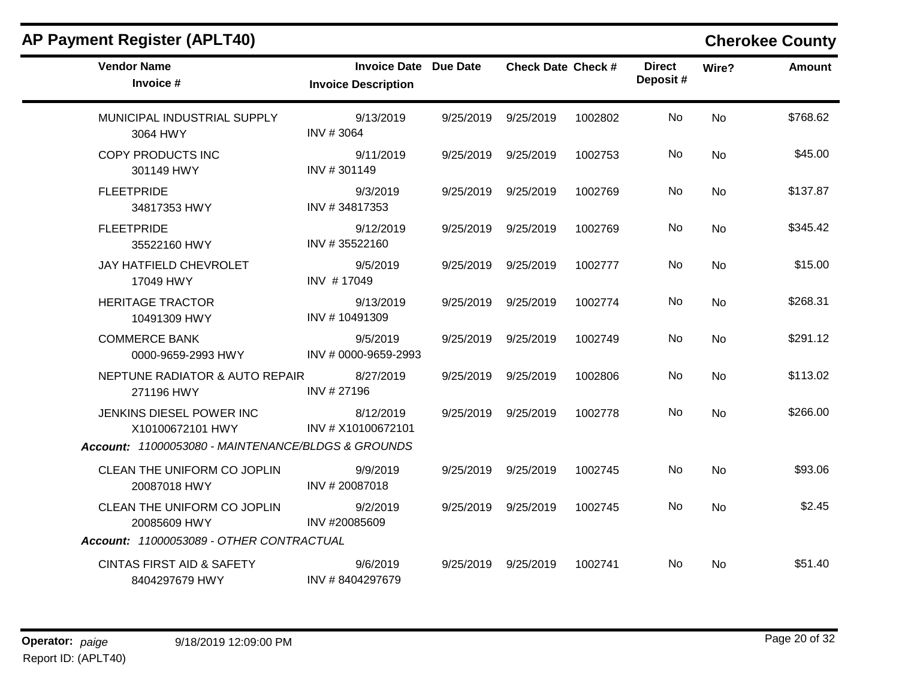# AP Payment Register (APLT40)

## Cherokee County

| Vendor Name / Invoice # | Invoice Date / Invoice Description | Due Date | Check Date | Check # | Direct Deposit # | Wire? | Amount |
|---|---|---|---|---|---|---|---|
| MUNICIPAL INDUSTRIAL SUPPLY<br>3064 HWY | 9/13/2019<br>INV # 3064 | 9/25/2019 | 9/25/2019 | 1002802 | No | No | $768.62 |
| COPY PRODUCTS INC<br>301149 HWY | 9/11/2019<br>INV # 301149 | 9/25/2019 | 9/25/2019 | 1002753 | No | No | $45.00 |
| FLEETPRIDE<br>34817353 HWY | 9/3/2019<br>INV # 34817353 | 9/25/2019 | 9/25/2019 | 1002769 | No | No | $137.87 |
| FLEETPRIDE<br>35522160 HWY | 9/12/2019<br>INV # 35522160 | 9/25/2019 | 9/25/2019 | 1002769 | No | No | $345.42 |
| JAY HATFIELD CHEVROLET<br>17049 HWY | 9/5/2019<br>INV # 17049 | 9/25/2019 | 9/25/2019 | 1002777 | No | No | $15.00 |
| HERITAGE TRACTOR<br>10491309 HWY | 9/13/2019<br>INV # 10491309 | 9/25/2019 | 9/25/2019 | 1002774 | No | No | $268.31 |
| COMMERCE BANK<br>0000-9659-2993 HWY | 9/5/2019<br>INV # 0000-9659-2993 | 9/25/2019 | 9/25/2019 | 1002749 | No | No | $291.12 |
| NEPTUNE RADIATOR & AUTO REPAIR<br>271196 HWY | 8/27/2019<br>INV # 27196 | 9/25/2019 | 9/25/2019 | 1002806 | No | No | $113.02 |
| JENKINS DIESEL POWER INC<br>X10100672101 HWY | 8/12/2019<br>INV # X10100672101 | 9/25/2019 | 9/25/2019 | 1002778 | No | No | $266.00 |
| ***Account:* 11000053080 - MAINTENANCE/BLDGS & GROUNDS** | | | | | | | |
| CLEAN THE UNIFORM CO JOPLIN<br>20087018 HWY | 9/9/2019<br>INV # 20087018 | 9/25/2019 | 9/25/2019 | 1002745 | No | No | $93.06 |
| CLEAN THE UNIFORM CO JOPLIN<br>20085609 HWY | 9/2/2019<br>INV #20085609 | 9/25/2019 | 9/25/2019 | 1002745 | No | No | $2.45 |
| ***Account:* 11000053089 - OTHER CONTRACTUAL** | | | | | | | |
| CINTAS FIRST AID & SAFETY<br>8404297679 HWY | 9/6/2019<br>INV # 8404297679 | 9/25/2019 | 9/25/2019 | 1002741 | No | No | $51.40 |

**Operator:** *paige* 9/18/2019 12:09:00 PM

Report ID: (APLT40)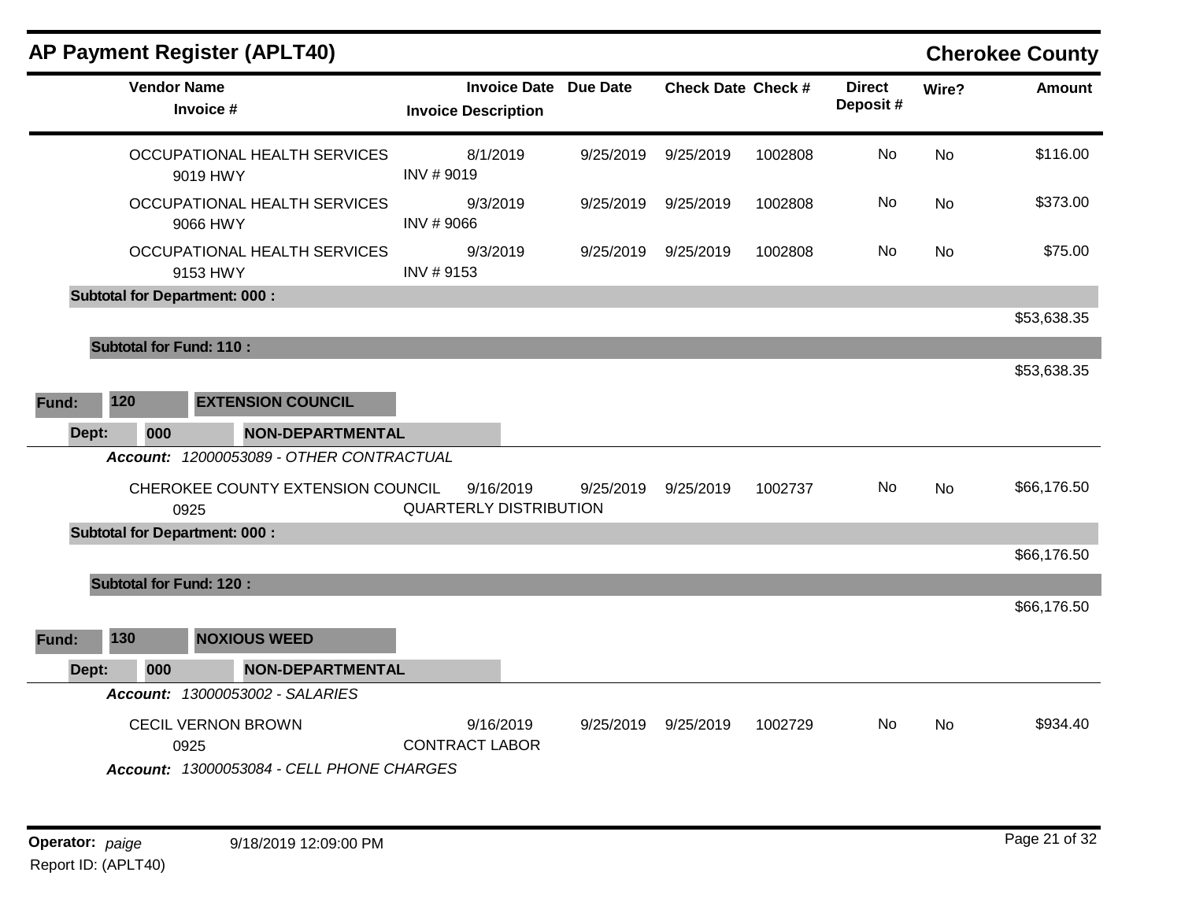## AP Payment Register (APLT40) — Cherokee County

| Vendor Name / Invoice # | Invoice Date / Invoice Description | Due Date | Check Date | Check # | Direct Deposit # | Wire? | Amount |
|---|---|---|---|---|---|---|---|
| OCCUPATIONAL HEALTH SERVICES 9019 HWY | 8/1/2019 INV # 9019 | 9/25/2019 | 9/25/2019 | 1002808 | No | No | $116.00 |
| OCCUPATIONAL HEALTH SERVICES 9066 HWY | 9/3/2019 INV # 9066 | 9/25/2019 | 9/25/2019 | 1002808 | No | No | $373.00 |
| OCCUPATIONAL HEALTH SERVICES 9153 HWY | 9/3/2019 INV # 9153 | 9/25/2019 | 9/25/2019 | 1002808 | No | No | $75.00 |
| **Subtotal for Department: 000 :** | | | | | | | $53,638.35 |
| **Subtotal for Fund: 110 :** | | | | | | | $53,638.35 |

**Fund: 120 EXTENSION COUNCIL**

**Dept: 000 NON-DEPARTMENTAL**

***Account:*** *12000053089 - OTHER CONTRACTUAL*

| Vendor Name / Invoice # | Invoice Date / Invoice Description | Due Date | Check Date | Check # | Direct Deposit # | Wire? | Amount |
|---|---|---|---|---|---|---|---|
| CHEROKEE COUNTY EXTENSION COUNCIL 0925 | 9/16/2019 QUARTERLY DISTRIBUTION | 9/25/2019 | 9/25/2019 | 1002737 | No | No | $66,176.50 |
| **Subtotal for Department: 000 :** | | | | | | | $66,176.50 |
| **Subtotal for Fund: 120 :** | | | | | | | $66,176.50 |

**Fund: 130 NOXIOUS WEED**

**Dept: 000 NON-DEPARTMENTAL**

***Account:*** *13000053002 - SALARIES*

| Vendor Name / Invoice # | Invoice Date / Invoice Description | Due Date | Check Date | Check # | Direct Deposit # | Wire? | Amount |
|---|---|---|---|---|---|---|---|
| CECIL VERNON BROWN 0925 | 9/16/2019 CONTRACT LABOR | 9/25/2019 | 9/25/2019 | 1002729 | No | No | $934.40 |

***Account:*** *13000053084 - CELL PHONE CHARGES*

Operator: *paige* 9/18/2019 12:09:00 PM

Report ID: (APLT40)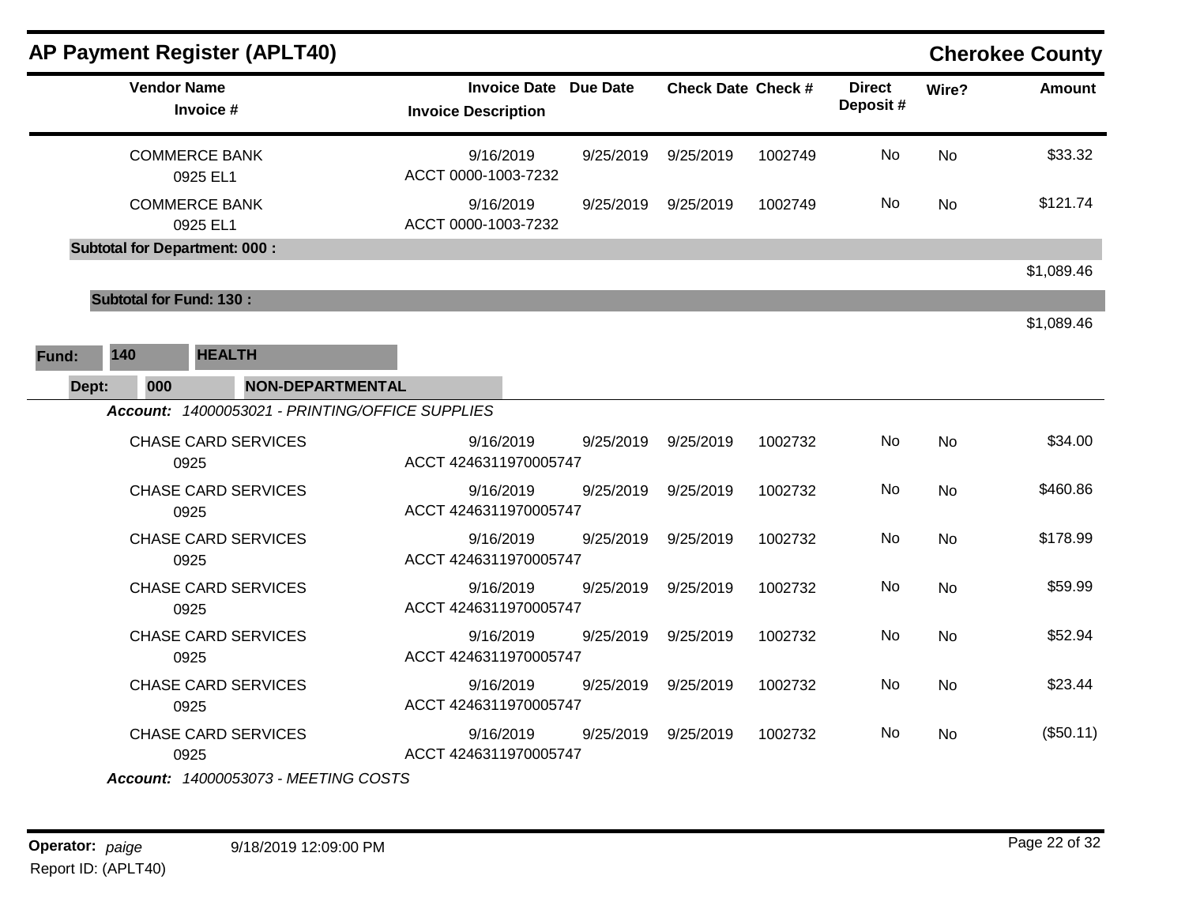## AP Payment Register (APLT40)

**Cherokee County**

| Vendor Name / Invoice # | Invoice Date / Invoice Description | Due Date | Check Date | Check # | Direct Deposit # | Wire? | Amount |
|---|---|---|---|---|---|---|---|
| COMMERCE BANK<br>0925 EL1 | 9/16/2019<br>ACCT 0000-1003-7232 | 9/25/2019 | 9/25/2019 | 1002749 | No | No | $33.32 |
| COMMERCE BANK<br>0925 EL1 | 9/16/2019<br>ACCT 0000-1003-7232 | 9/25/2019 | 9/25/2019 | 1002749 | No | No | $121.74 |
| **Subtotal for Department: 000 :** | | | | | | | $1,089.46 |
| **Subtotal for Fund: 130 :** | | | | | | | $1,089.46 |

**Fund:** 140 **HEALTH**

**Dept:** 000 **NON-DEPARTMENTAL**

***Account:*** *14000053021 - PRINTING/OFFICE SUPPLIES*

| Vendor Name / Invoice # | Invoice Date / Invoice Description | Due Date | Check Date | Check # | Direct Deposit # | Wire? | Amount |
|---|---|---|---|---|---|---|---|
| CHASE CARD SERVICES<br>0925 | 9/16/2019<br>ACCT 4246311970005747 | 9/25/2019 | 9/25/2019 | 1002732 | No | No | $34.00 |
| CHASE CARD SERVICES<br>0925 | 9/16/2019<br>ACCT 4246311970005747 | 9/25/2019 | 9/25/2019 | 1002732 | No | No | $460.86 |
| CHASE CARD SERVICES<br>0925 | 9/16/2019<br>ACCT 4246311970005747 | 9/25/2019 | 9/25/2019 | 1002732 | No | No | $178.99 |
| CHASE CARD SERVICES<br>0925 | 9/16/2019<br>ACCT 4246311970005747 | 9/25/2019 | 9/25/2019 | 1002732 | No | No | $59.99 |
| CHASE CARD SERVICES<br>0925 | 9/16/2019<br>ACCT 4246311970005747 | 9/25/2019 | 9/25/2019 | 1002732 | No | No | $52.94 |
| CHASE CARD SERVICES<br>0925 | 9/16/2019<br>ACCT 4246311970005747 | 9/25/2019 | 9/25/2019 | 1002732 | No | No | $23.44 |
| CHASE CARD SERVICES<br>0925 | 9/16/2019<br>ACCT 4246311970005747 | 9/25/2019 | 9/25/2019 | 1002732 | No | No | ($50.11) |

***Account:*** *14000053073 - MEETING COSTS*

**Operator:** *paige* 9/18/2019 12:09:00 PM

Report ID: (APLT40)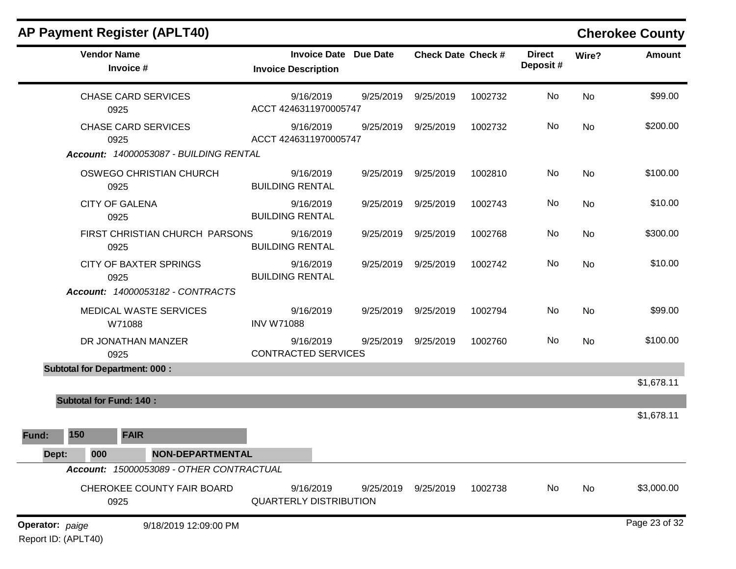## AP Payment Register (APLT40) — Cherokee County

| Vendor Name / Invoice # | Invoice Date / Invoice Description | Due Date | Check Date | Check # | Direct Deposit # | Wire? | Amount |
|---|---|---|---|---|---|---|---|
| CHASE CARD SERVICES<br>0925 | 9/16/2019<br>ACCT 4246311970005747 | 9/25/2019 | 9/25/2019 | 1002732 | No | No | $99.00 |
| CHASE CARD SERVICES<br>0925 | 9/16/2019<br>ACCT 4246311970005747 | 9/25/2019 | 9/25/2019 | 1002732 | No | No | $200.00 |
| ***Account:* 14000053087 - BUILDING RENTAL** | | | | | | | |
| OSWEGO CHRISTIAN CHURCH<br>0925 | 9/16/2019<br>BUILDING RENTAL | 9/25/2019 | 9/25/2019 | 1002810 | No | No | $100.00 |
| CITY OF GALENA<br>0925 | 9/16/2019<br>BUILDING RENTAL | 9/25/2019 | 9/25/2019 | 1002743 | No | No | $10.00 |
| FIRST CHRISTIAN CHURCH PARSONS<br>0925 | 9/16/2019<br>BUILDING RENTAL | 9/25/2019 | 9/25/2019 | 1002768 | No | No | $300.00 |
| CITY OF BAXTER SPRINGS<br>0925 | 9/16/2019<br>BUILDING RENTAL | 9/25/2019 | 9/25/2019 | 1002742 | No | No | $10.00 |
| ***Account:* 14000053182 - CONTRACTS** | | | | | | | |
| MEDICAL WASTE SERVICES<br>W71088 | 9/16/2019<br>INV W71088 | 9/25/2019 | 9/25/2019 | 1002794 | No | No | $99.00 |
| DR JONATHAN MANZER<br>0925 | 9/16/2019<br>CONTRACTED SERVICES | 9/25/2019 | 9/25/2019 | 1002760 | No | No | $100.00 |
| **Subtotal for Department: 000 :** | | | | | | | $1,678.11 |
| **Subtotal for Fund: 140 :** | | | | | | | $1,678.11 |

**Fund: 150 FAIR**

**Dept: 000 NON-DEPARTMENTAL**

| Vendor Name / Invoice # | Invoice Date / Invoice Description | Due Date | Check Date | Check # | Direct Deposit # | Wire? | Amount |
|---|---|---|---|---|---|---|---|
| ***Account:* 15000053089 - OTHER CONTRACTUAL** | | | | | | | |
| CHEROKEE COUNTY FAIR BOARD<br>0925 | 9/16/2019<br>QUARTERLY DISTRIBUTION | 9/25/2019 | 9/25/2019 | 1002738 | No | No | $3,000.00 |

**Operator:** *paige* 9/18/2019 12:09:00 PM

Report ID: (APLT40)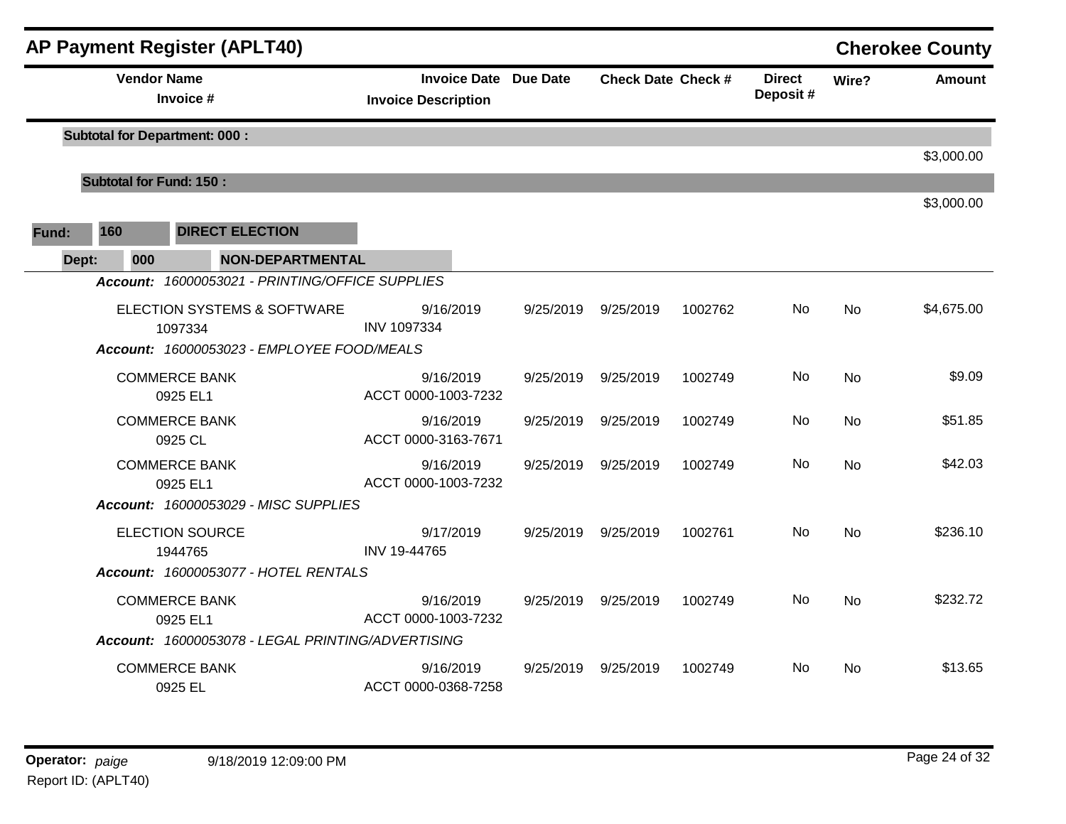## AP Payment Register (APLT40) — Cherokee County

| Vendor Name / Invoice # | Invoice Date / Invoice Description | Due Date | Check Date | Check # | Direct Deposit # | Wire? | Amount |
|---|---|---|---|---|---|---|---|
| **Subtotal for Department: 000 :** | | | | | | | $3,000.00 |
| **Subtotal for Fund: 150 :** | | | | | | | $3,000.00 |

**Fund:** 160 **DIRECT ELECTION**

**Dept:** 000 **NON-DEPARTMENTAL**

| Vendor Name / Invoice # | Invoice Date / Invoice Description | Due Date | Check Date | Check # | Direct Deposit # | Wire? | Amount |
|---|---|---|---|---|---|---|---|
| ***Account: 16000053021 - PRINTING/OFFICE SUPPLIES*** | | | | | | | |
| ELECTION SYSTEMS & SOFTWARE<br>1097334 | 9/16/2019<br>INV 1097334 | 9/25/2019 | 9/25/2019 | 1002762 | No | No | $4,675.00 |
| ***Account: 16000053023 - EMPLOYEE FOOD/MEALS*** | | | | | | | |
| COMMERCE BANK<br>0925 EL1 | 9/16/2019<br>ACCT 0000-1003-7232 | 9/25/2019 | 9/25/2019 | 1002749 | No | No | $9.09 |
| COMMERCE BANK<br>0925 CL | 9/16/2019<br>ACCT 0000-3163-7671 | 9/25/2019 | 9/25/2019 | 1002749 | No | No | $51.85 |
| COMMERCE BANK<br>0925 EL1 | 9/16/2019<br>ACCT 0000-1003-7232 | 9/25/2019 | 9/25/2019 | 1002749 | No | No | $42.03 |
| ***Account: 16000053029 - MISC SUPPLIES*** | | | | | | | |
| ELECTION SOURCE<br>1944765 | 9/17/2019<br>INV 19-44765 | 9/25/2019 | 9/25/2019 | 1002761 | No | No | $236.10 |
| ***Account: 16000053077 - HOTEL RENTALS*** | | | | | | | |
| COMMERCE BANK<br>0925 EL1 | 9/16/2019<br>ACCT 0000-1003-7232 | 9/25/2019 | 9/25/2019 | 1002749 | No | No | $232.72 |
| ***Account: 16000053078 - LEGAL PRINTING/ADVERTISING*** | | | | | | | |
| COMMERCE BANK<br>0925 EL | 9/16/2019<br>ACCT 0000-0368-7258 | 9/25/2019 | 9/25/2019 | 1002749 | No | No | $13.65 |

**Operator:** *paige* 9/18/2019 12:09:00 PM

Report ID: (APLT40)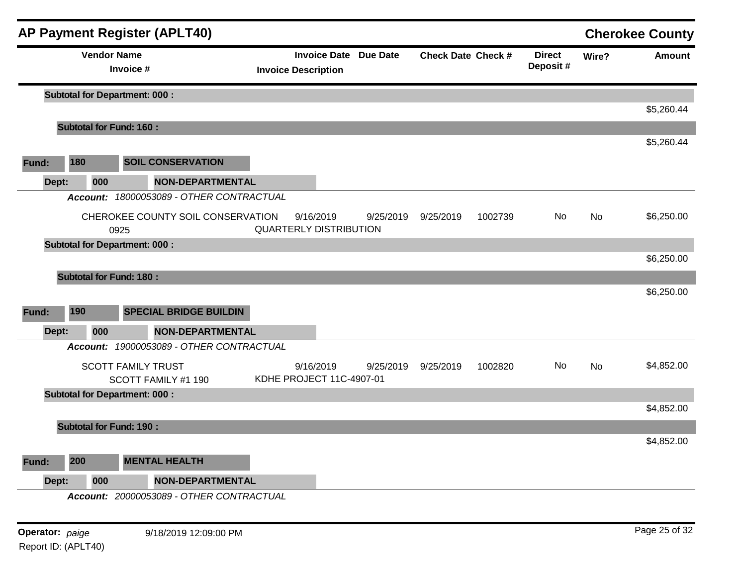## AP Payment Register (APLT40) — Cherokee County

| Vendor Name / Invoice # | Invoice Date / Invoice Description | Due Date | Check Date | Check # | Direct Deposit # | Wire? | Amount |
|---|---|---|---|---|---|---|---|
| **Subtotal for Department: 000 :** | | | | | | | $5,260.44 |
| **Subtotal for Fund: 160 :** | | | | | | | $5,260.44 |

**Fund:** 180 **SOIL CONSERVATION**

**Dept:** 000 **NON-DEPARTMENTAL**

***Account:*** *18000053089 - OTHER CONTRACTUAL*

| Vendor Name / Invoice # | Invoice Date / Invoice Description | Due Date | Check Date | Check # | Direct Deposit # | Wire? | Amount |
|---|---|---|---|---|---|---|---|
| CHEROKEE COUNTY SOIL CONSERVATION<br>0925 | 9/16/2019<br>QUARTERLY DISTRIBUTION | 9/25/2019 | 9/25/2019 | 1002739 | No | No | $6,250.00 |
| **Subtotal for Department: 000 :** | | | | | | | $6,250.00 |
| **Subtotal for Fund: 180 :** | | | | | | | $6,250.00 |

**Fund:** 190 **SPECIAL BRIDGE BUILDIN**

**Dept:** 000 **NON-DEPARTMENTAL**

***Account:*** *19000053089 - OTHER CONTRACTUAL*

| Vendor Name / Invoice # | Invoice Date / Invoice Description | Due Date | Check Date | Check # | Direct Deposit # | Wire? | Amount |
|---|---|---|---|---|---|---|---|
| SCOTT FAMILY TRUST<br>SCOTT FAMILY #1 190 | 9/16/2019<br>KDHE PROJECT 11C-4907-01 | 9/25/2019 | 9/25/2019 | 1002820 | No | No | $4,852.00 |
| **Subtotal for Department: 000 :** | | | | | | | $4,852.00 |
| **Subtotal for Fund: 190 :** | | | | | | | $4,852.00 |

**Fund:** 200 **MENTAL HEALTH**

**Dept:** 000 **NON-DEPARTMENTAL**

***Account:*** *20000053089 - OTHER CONTRACTUAL*

**Operator:** *paige* 9/18/2019 12:09:00 PM

Report ID: (APLT40)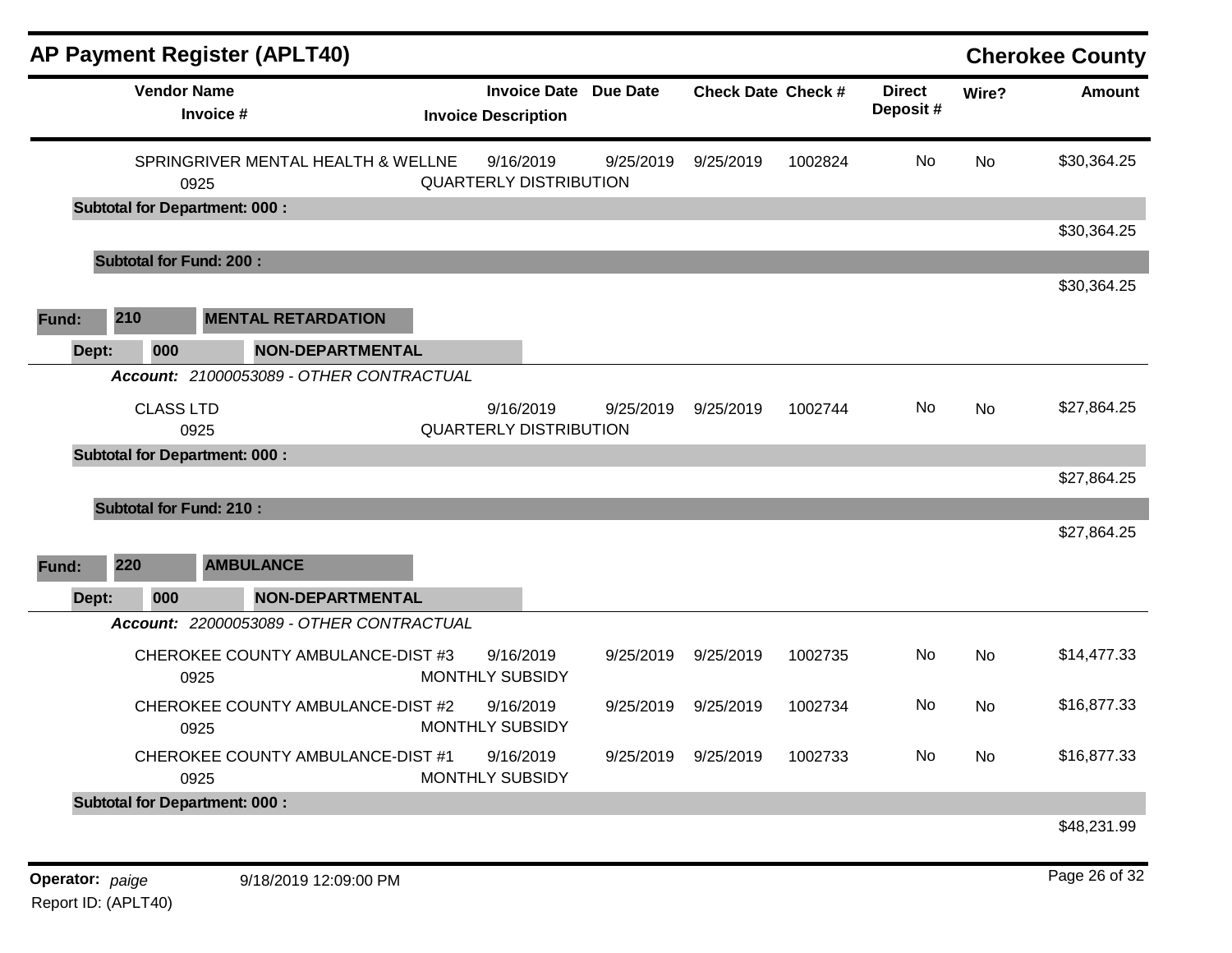## AP Payment Register (APLT40)

**Cherokee County**

| Vendor Name / Invoice # | Invoice Date / Invoice Description | Due Date | Check Date | Check # | Direct Deposit # | Wire? | Amount |
|---|---|---|---|---|---|---|---|
| SPRINGRIVER MENTAL HEALTH & WELLNE<br>0925 | 9/16/2019<br>QUARTERLY DISTRIBUTION | 9/25/2019 | 9/25/2019 | 1002824 | No | No | $30,364.25 |
| **Subtotal for Department: 000 :** | | | | | | | $30,364.25 |
| **Subtotal for Fund: 200 :** | | | | | | | $30,364.25 |

**Fund:** 210 **MENTAL RETARDATION**

**Dept:** 000 **NON-DEPARTMENTAL**

***Account:*** *21000053089 - OTHER CONTRACTUAL*

| Vendor Name / Invoice # | Invoice Date / Invoice Description | Due Date | Check Date | Check # | Direct Deposit # | Wire? | Amount |
|---|---|---|---|---|---|---|---|
| CLASS LTD<br>0925 | 9/16/2019<br>QUARTERLY DISTRIBUTION | 9/25/2019 | 9/25/2019 | 1002744 | No | No | $27,864.25 |
| **Subtotal for Department: 000 :** | | | | | | | $27,864.25 |
| **Subtotal for Fund: 210 :** | | | | | | | $27,864.25 |

**Fund:** 220 **AMBULANCE**

**Dept:** 000 **NON-DEPARTMENTAL**

***Account:*** *22000053089 - OTHER CONTRACTUAL*

| Vendor Name / Invoice # | Invoice Date / Invoice Description | Due Date | Check Date | Check # | Direct Deposit # | Wire? | Amount |
|---|---|---|---|---|---|---|---|
| CHEROKEE COUNTY AMBULANCE-DIST #3<br>0925 | 9/16/2019<br>MONTHLY SUBSIDY | 9/25/2019 | 9/25/2019 | 1002735 | No | No | $14,477.33 |
| CHEROKEE COUNTY AMBULANCE-DIST #2<br>0925 | 9/16/2019<br>MONTHLY SUBSIDY | 9/25/2019 | 9/25/2019 | 1002734 | No | No | $16,877.33 |
| CHEROKEE COUNTY AMBULANCE-DIST #1<br>0925 | 9/16/2019<br>MONTHLY SUBSIDY | 9/25/2019 | 9/25/2019 | 1002733 | No | No | $16,877.33 |
| **Subtotal for Department: 000 :** | | | | | | | $48,231.99 |

**Operator:** *paige* 9/18/2019 12:09:00 PM

Report ID: (APLT40)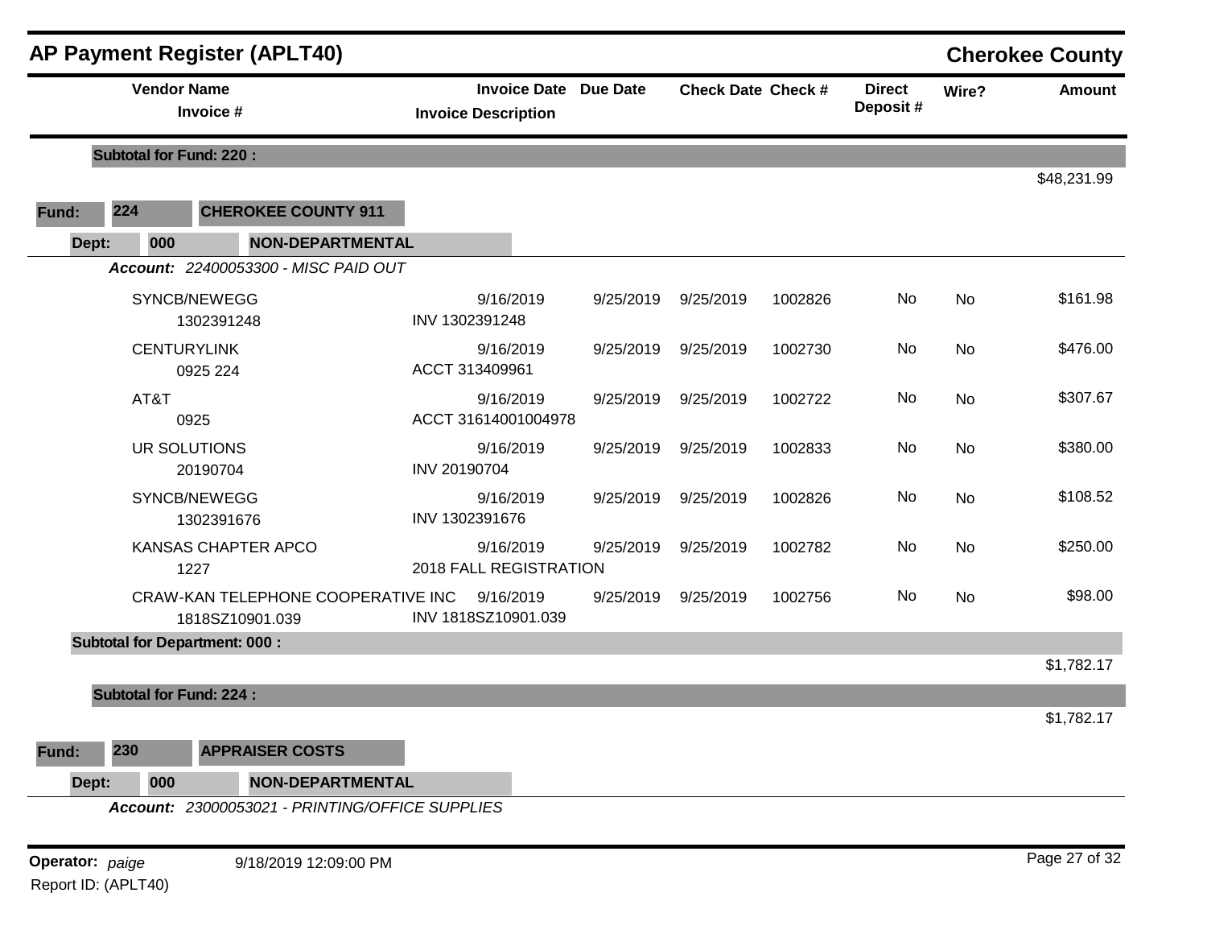## AP Payment Register (APLT40)

**Cherokee County**

| Vendor Name / Invoice # | Invoice Date / Invoice Description | Due Date | Check Date | Check # | Direct Deposit # | Wire? | Amount |
|---|---|---|---|---|---|---|---|
| **Subtotal for Fund: 220 :** | | | | | | | $48,231.99 |

**Fund: 224 CHEROKEE COUNTY 911**

**Dept: 000 NON-DEPARTMENTAL**

***Account:*** *22400053300 - MISC PAID OUT*

| Vendor Name / Invoice # | Invoice Date / Invoice Description | Due Date | Check Date | Check # | Direct Deposit # | Wire? | Amount |
|---|---|---|---|---|---|---|---|
| SYNCB/NEWEGG<br>1302391248 | 9/16/2019<br>INV 1302391248 | 9/25/2019 | 9/25/2019 | 1002826 | No | No | $161.98 |
| CENTURYLINK<br>0925 224 | 9/16/2019<br>ACCT 313409961 | 9/25/2019 | 9/25/2019 | 1002730 | No | No | $476.00 |
| AT&T<br>0925 | 9/16/2019<br>ACCT 31614001004978 | 9/25/2019 | 9/25/2019 | 1002722 | No | No | $307.67 |
| UR SOLUTIONS<br>20190704 | 9/16/2019<br>INV 20190704 | 9/25/2019 | 9/25/2019 | 1002833 | No | No | $380.00 |
| SYNCB/NEWEGG<br>1302391676 | 9/16/2019<br>INV 1302391676 | 9/25/2019 | 9/25/2019 | 1002826 | No | No | $108.52 |
| KANSAS CHAPTER APCO<br>1227 | 9/16/2019<br>2018 FALL REGISTRATION | 9/25/2019 | 9/25/2019 | 1002782 | No | No | $250.00 |
| CRAW-KAN TELEPHONE COOPERATIVE INC<br>1818SZ10901.039 | 9/16/2019<br>INV 1818SZ10901.039 | 9/25/2019 | 9/25/2019 | 1002756 | No | No | $98.00 |
| **Subtotal for Department: 000 :** | | | | | | | $1,782.17 |
| **Subtotal for Fund: 224 :** | | | | | | | $1,782.17 |

**Fund: 230 APPRAISER COSTS**

**Dept: 000 NON-DEPARTMENTAL**

***Account:*** *23000053021 - PRINTING/OFFICE SUPPLIES*

**Operator:** *paige* 9/18/2019 12:09:00 PM

Report ID: (APLT40)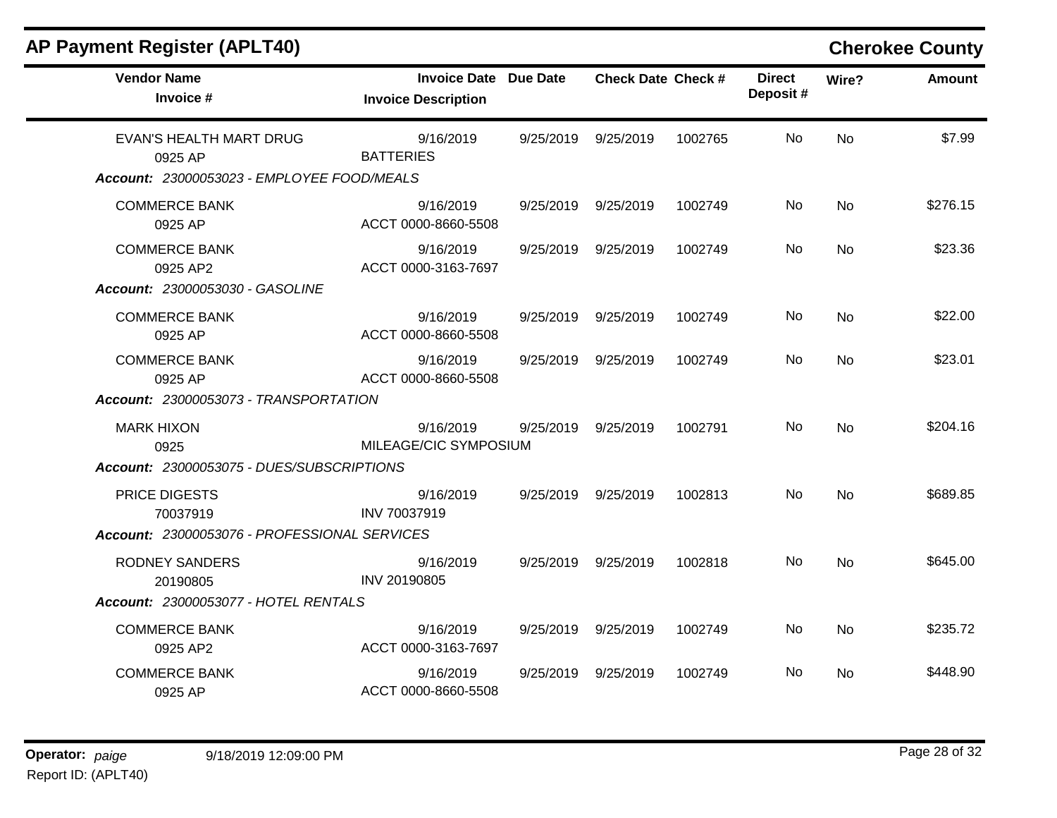## AP Payment Register (APLT40)

**Cherokee County**

| Vendor Name / Invoice # | Invoice Date / Invoice Description | Due Date | Check Date | Check # | Direct Deposit # | Wire? | Amount |
|---|---|---|---|---|---|---|---|
| EVAN'S HEALTH MART DRUG<br>0925 AP | 9/16/2019<br>BATTERIES | 9/25/2019 | 9/25/2019 | 1002765 | No | No | $7.99 |
| ***Account:** 23000053023 - EMPLOYEE FOOD/MEALS* | | | | | | | |
| COMMERCE BANK<br>0925 AP | 9/16/2019<br>ACCT 0000-8660-5508 | 9/25/2019 | 9/25/2019 | 1002749 | No | No | $276.15 |
| COMMERCE BANK<br>0925 AP2 | 9/16/2019<br>ACCT 0000-3163-7697 | 9/25/2019 | 9/25/2019 | 1002749 | No | No | $23.36 |
| ***Account:** 23000053030 - GASOLINE* | | | | | | | |
| COMMERCE BANK<br>0925 AP | 9/16/2019<br>ACCT 0000-8660-5508 | 9/25/2019 | 9/25/2019 | 1002749 | No | No | $22.00 |
| COMMERCE BANK<br>0925 AP | 9/16/2019<br>ACCT 0000-8660-5508 | 9/25/2019 | 9/25/2019 | 1002749 | No | No | $23.01 |
| ***Account:** 23000053073 - TRANSPORTATION* | | | | | | | |
| MARK HIXON<br>0925 | 9/16/2019<br>MILEAGE/CIC SYMPOSIUM | 9/25/2019 | 9/25/2019 | 1002791 | No | No | $204.16 |
| ***Account:** 23000053075 - DUES/SUBSCRIPTIONS* | | | | | | | |
| PRICE DIGESTS<br>70037919 | 9/16/2019<br>INV 70037919 | 9/25/2019 | 9/25/2019 | 1002813 | No | No | $689.85 |
| ***Account:** 23000053076 - PROFESSIONAL SERVICES* | | | | | | | |
| RODNEY SANDERS<br>20190805 | 9/16/2019<br>INV 20190805 | 9/25/2019 | 9/25/2019 | 1002818 | No | No | $645.00 |
| ***Account:** 23000053077 - HOTEL RENTALS* | | | | | | | |
| COMMERCE BANK<br>0925 AP2 | 9/16/2019<br>ACCT 0000-3163-7697 | 9/25/2019 | 9/25/2019 | 1002749 | No | No | $235.72 |
| COMMERCE BANK<br>0925 AP | 9/16/2019<br>ACCT 0000-8660-5508 | 9/25/2019 | 9/25/2019 | 1002749 | No | No | $448.90 |

**Operator:** *paige* 9/18/2019 12:09:00 PM
Report ID: (APLT40)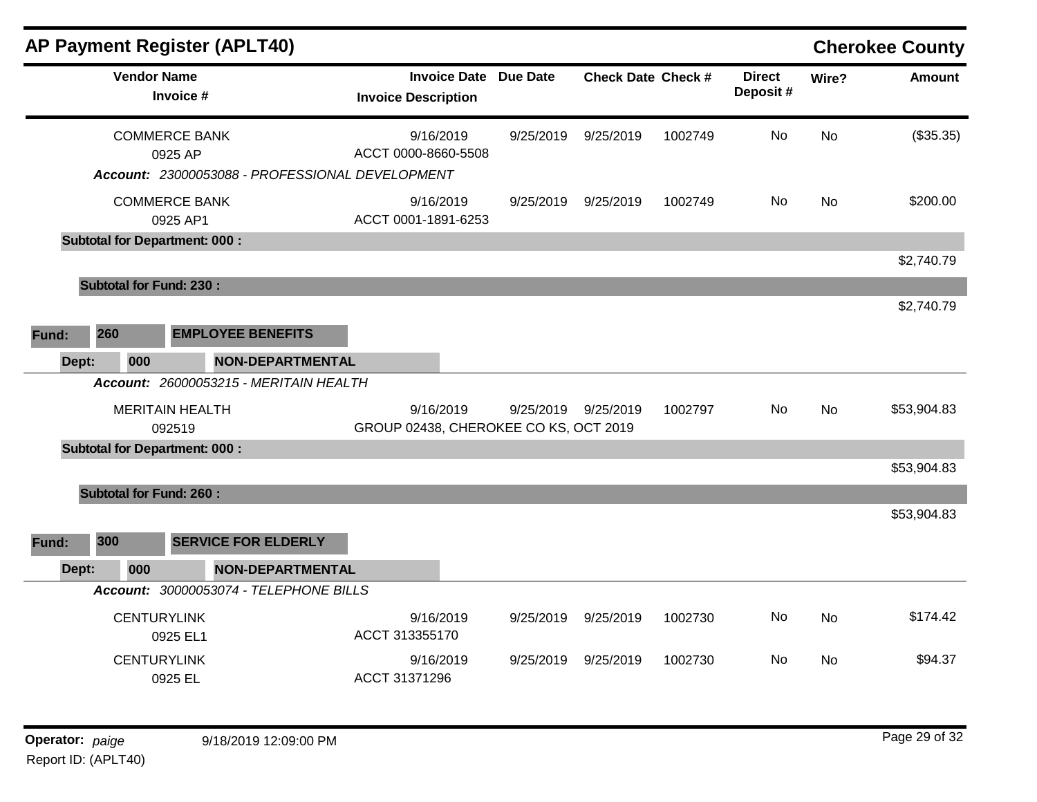# AP Payment Register (APLT40)

## Cherokee County

| Vendor Name / Invoice # | Invoice Date / Invoice Description | Due Date | Check Date | Check # | Direct Deposit # | Wire? | Amount |
|---|---|---|---|---|---|---|---|
| COMMERCE BANK<br>0925 AP | 9/16/2019<br>ACCT 0000-8660-5508 | 9/25/2019 | 9/25/2019 | 1002749 | No | No | ($35.35) |

***Account:* 23000053088 - PROFESSIONAL DEVELOPMENT**

| Vendor Name / Invoice # | Invoice Date / Invoice Description | Due Date | Check Date | Check # | Direct Deposit # | Wire? | Amount |
|---|---|---|---|---|---|---|---|
| COMMERCE BANK<br>0925 AP1 | 9/16/2019<br>ACCT 0001-1891-6253 | 9/25/2019 | 9/25/2019 | 1002749 | No | No | $200.00 |

**Subtotal for Department: 000 :** $2,740.79

**Subtotal for Fund: 230 :** $2,740.79

**Fund: 260 EMPLOYEE BENEFITS**

**Dept: 000 NON-DEPARTMENTAL**

***Account:* 26000053215 - MERITAIN HEALTH**

| Vendor Name / Invoice # | Invoice Date / Invoice Description | Due Date | Check Date | Check # | Direct Deposit # | Wire? | Amount |
|---|---|---|---|---|---|---|---|
| MERITAIN HEALTH<br>092519 | 9/16/2019<br>GROUP 02438, CHEROKEE CO KS, OCT 2019 | 9/25/2019 | 9/25/2019 | 1002797 | No | No | $53,904.83 |

**Subtotal for Department: 000 :** $53,904.83

**Subtotal for Fund: 260 :** $53,904.83

**Fund: 300 SERVICE FOR ELDERLY**

**Dept: 000 NON-DEPARTMENTAL**

***Account:* 30000053074 - TELEPHONE BILLS**

| Vendor Name / Invoice # | Invoice Date / Invoice Description | Due Date | Check Date | Check # | Direct Deposit # | Wire? | Amount |
|---|---|---|---|---|---|---|---|
| CENTURYLINK<br>0925 EL1 | 9/16/2019<br>ACCT 313355170 | 9/25/2019 | 9/25/2019 | 1002730 | No | No | $174.42 |
| CENTURYLINK<br>0925 EL | 9/16/2019<br>ACCT 31371296 | 9/25/2019 | 9/25/2019 | 1002730 | No | No | $94.37 |

**Operator:** *paige* 9/18/2019 12:09:00 PM

Report ID: (APLT40)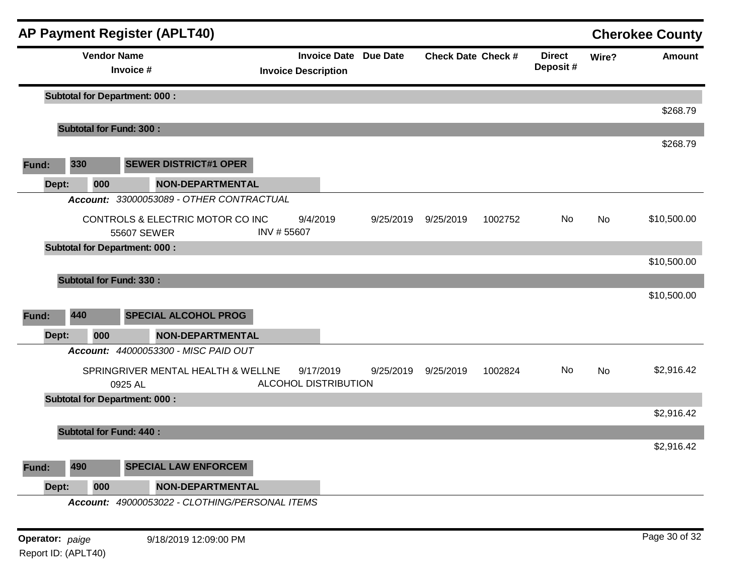## AP Payment Register (APLT40)

**Cherokee County**

| Vendor Name / Invoice # | Invoice Date / Invoice Description | Due Date | Check Date | Check # | Direct Deposit # | Wire? | Amount |
|---|---|---|---|---|---|---|---|
| **Subtotal for Department: 000 :** | | | | | | | $268.79 |
| **Subtotal for Fund: 300 :** | | | | | | | $268.79 |
| **Fund: 330 SEWER DISTRICT#1 OPER** | | | | | | | |
| **Dept: 000 NON-DEPARTMENTAL** | | | | | | | |
| ***Account: 33000053089 - OTHER CONTRACTUAL*** | | | | | | | |
| CONTROLS & ELECTRIC MOTOR CO INC<br>55607 SEWER | 9/4/2019<br>INV # 55607 | 9/25/2019 | 9/25/2019 | 1002752 | No | No | $10,500.00 |
| **Subtotal for Department: 000 :** | | | | | | | $10,500.00 |
| **Subtotal for Fund: 330 :** | | | | | | | $10,500.00 |
| **Fund: 440 SPECIAL ALCOHOL PROG** | | | | | | | |
| **Dept: 000 NON-DEPARTMENTAL** | | | | | | | |
| ***Account: 44000053300 - MISC PAID OUT*** | | | | | | | |
| SPRINGRIVER MENTAL HEALTH & WELLNE<br>0925 AL | 9/17/2019<br>ALCOHOL DISTRIBUTION | 9/25/2019 | 9/25/2019 | 1002824 | No | No | $2,916.42 |
| **Subtotal for Department: 000 :** | | | | | | | $2,916.42 |
| **Subtotal for Fund: 440 :** | | | | | | | $2,916.42 |
| **Fund: 490 SPECIAL LAW ENFORCEM** | | | | | | | |
| **Dept: 000 NON-DEPARTMENTAL** | | | | | | | |
| ***Account: 49000053022 - CLOTHING/PERSONAL ITEMS*** | | | | | | | |

**Operator:** *paige* 9/18/2019 12:09:00 PM

Report ID: (APLT40)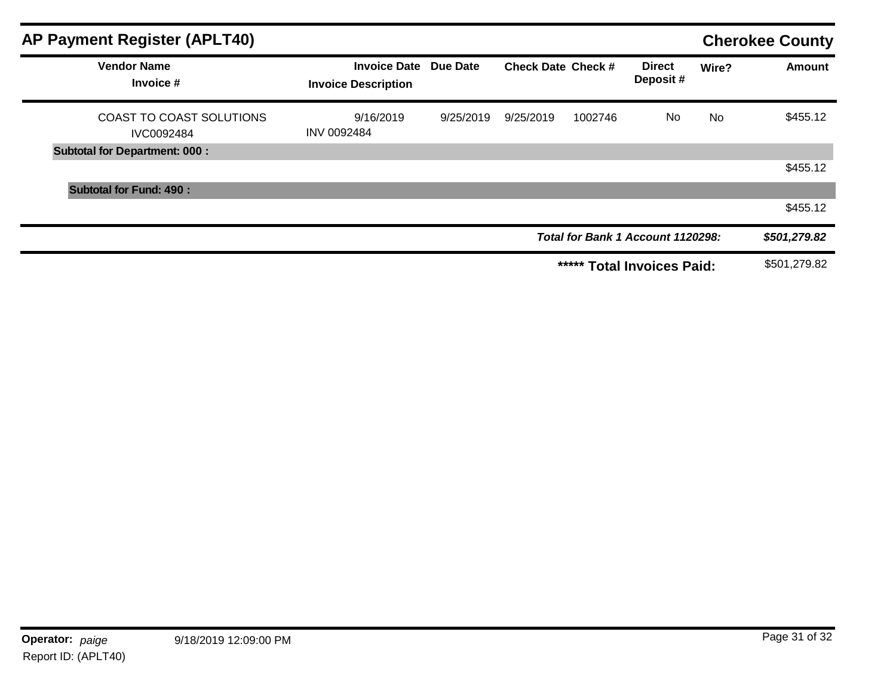## AP Payment Register (APLT40) — Cherokee County

| Vendor Name / Invoice # | Invoice Date / Invoice Description | Due Date | Check Date | Check # | Direct Deposit # | Wire? | Amount |
|---|---|---|---|---|---|---|---|
| COAST TO COAST SOLUTIONS | 9/16/2019 | 9/25/2019 | 9/25/2019 | 1002746 | No | No | $455.12 |
| IVC0092484 | INV 0092484 | | | | | | |
| **Subtotal for Department: 000 :** | | | | | | | $455.12 |
| **Subtotal for Fund: 490 :** | | | | | | | $455.12 |
| | | | | | | ***Total for Bank 1 Account 1120298:*** | ***$501,279.82*** |
| | | | | | | **\*\*\*\*\* Total Invoices Paid:** | $501,279.82 |

**Operator:** *paige* 9/18/2019 12:09:00 PM

Report ID: (APLT40)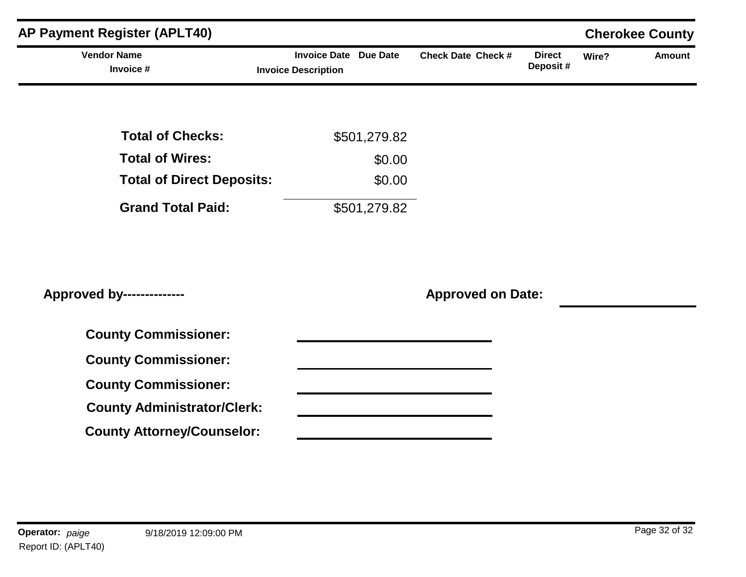## AP Payment Register (APLT40)

**Cherokee County**

| Vendor Name / Invoice # | Invoice Date / Invoice Description | Due Date | Check Date | Check # | Direct Deposit # | Wire? | Amount |
|---|---|---|---|---|---|---|---|

| | |
|---|---|
| **Total of Checks:** | $501,279.82 |
| **Total of Wires:** | $0.00 |
| **Total of Direct Deposits:** | $0.00 |
| **Grand Total Paid:** | $501,279.82 |

**Approved by--------------** **Approved on Date:** ____________________

**County Commissioner:** ____________________

**County Commissioner:** ____________________

**County Commissioner:** ____________________

**County Administrator/Clerk:** ____________________

**County Attorney/Counselor:** ____________________

**Operator:** *paige* 9/18/2019 12:09:00 PM

Report ID: (APLT40)